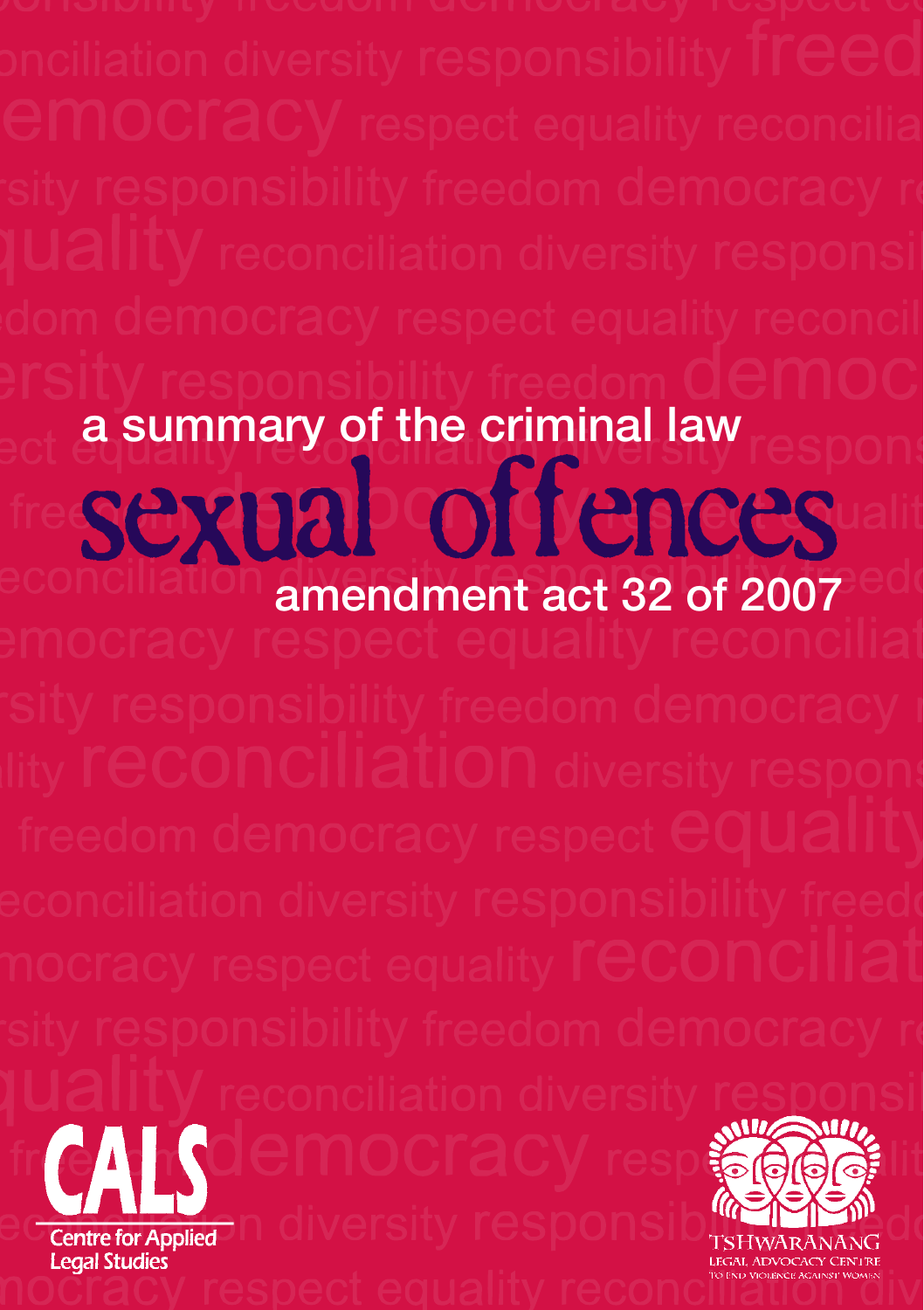# a summary of the criminal law sexual offences amendment act 32 of 2007

CALS
Centre for Applied Legal Studies

TSHWARANANG
LEGAL ADVOCACY CENTRE
TO END VIOLENCE AGAINST WOMEN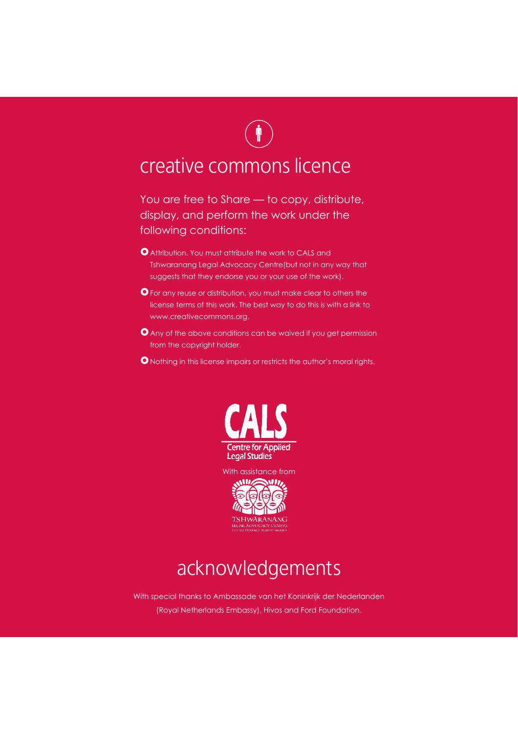# creative commons licence

You are free to Share — to copy, distribute, display, and perform the work under the following conditions:

- Attribution. You must attribute the work to CALS and Tshwaranang Legal Advocacy Centre(but not in any way that suggests that they endorse you or your use of the work).
- For any reuse or distribution, you must make clear to others the license terms of this work. The best way to do this is with a link to www.creativecommons.org.
- Any of the above conditions can be waived if you get permission from the copyright holder.
- Nothing in this license impairs or restricts the author's moral rights.

CALS
Centre for Applied Legal Studies

With assistance from

TSHWARANANG
LEGAL ADVOCACY CENTRE
TO END VIOLENCE AGAINST WOMEN

# acknowledgements

With special thanks to Ambassade van het Koninkrijk der Nederlanden (Royal Netherlands Embassy), Hivos and Ford Foundation.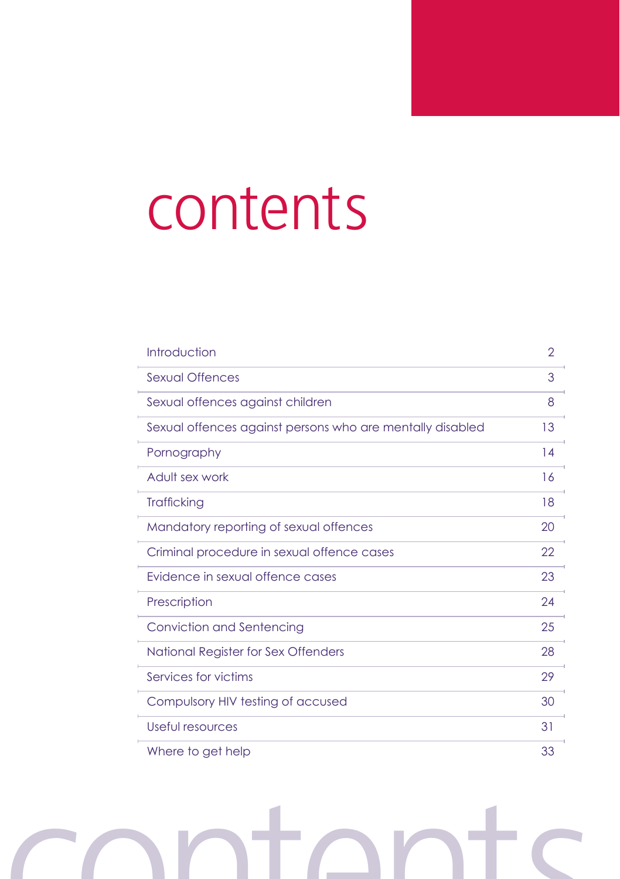# contents

| | |
|---|---|
| Introduction | 2 |
| Sexual Offences | 3 |
| Sexual offences against children | 8 |
| Sexual offences against persons who are mentally disabled | 13 |
| Pornography | 14 |
| Adult sex work | 16 |
| Trafficking | 18 |
| Mandatory reporting of sexual offences | 20 |
| Criminal procedure in sexual offence cases | 22 |
| Evidence in sexual offence cases | 23 |
| Prescription | 24 |
| Conviction and Sentencing | 25 |
| National Register for Sex Offenders | 28 |
| Services for victims | 29 |
| Compulsory HIV testing of accused | 30 |
| Useful resources | 31 |
| Where to get help | 33 |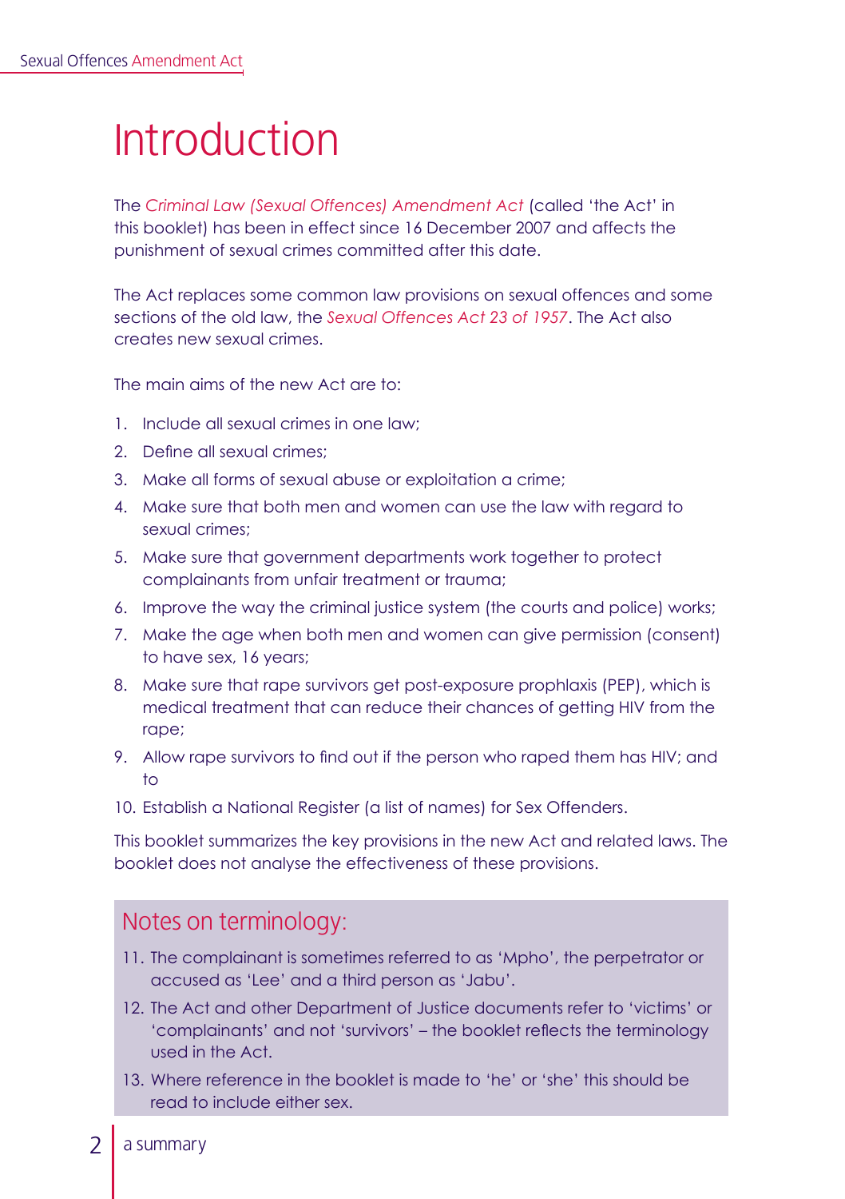// Introduction

The *Criminal Law (Sexual Offences) Amendment Act* (called 'the Act' in this booklet) has been in effect since 16 December 2007 and affects the punishment of sexual crimes committed after this date.

The Act replaces some common law provisions on sexual offences and some sections of the old law, the *Sexual Offences Act 23 of 1957*. The Act also creates new sexual crimes.

The main aims of the new Act are to:

1. Include all sexual crimes in one law;
2. Define all sexual crimes;
3. Make all forms of sexual abuse or exploitation a crime;
4. Make sure that both men and women can use the law with regard to sexual crimes;
5. Make sure that government departments work together to protect complainants from unfair treatment or trauma;
6. Improve the way the criminal justice system (the courts and police) works;
7. Make the age when both men and women can give permission (consent) to have sex, 16 years;
8. Make sure that rape survivors get post-exposure prophlaxis (PEP), which is medical treatment that can reduce their chances of getting HIV from the rape;
9. Allow rape survivors to find out if the person who raped them has HIV; and to
10. Establish a National Register (a list of names) for Sex Offenders.

This booklet summarizes the key provisions in the new Act and related laws. The booklet does not analyse the effectiveness of these provisions.

## Notes on terminology:

11. The complainant is sometimes referred to as 'Mpho', the perpetrator or accused as 'Lee' and a third person as 'Jabu'.
12. The Act and other Department of Justice documents refer to 'victims' or 'complainants' and not 'survivors' – the booklet reflects the terminology used in the Act.
13. Where reference in the booklet is made to 'he' or 'she' this should be read to include either sex.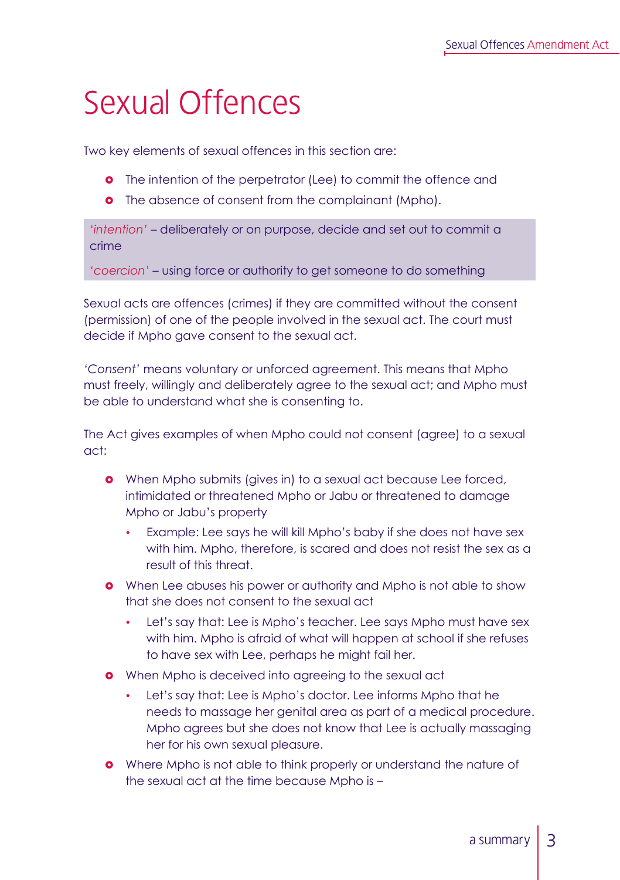# Sexual Offences

Two key elements of sexual offences in this section are:

- The intention of the perpetrator (Lee) to commit the offence and
- The absence of consent from the complainant (Mpho).

> *'intention'* – deliberately or on purpose, decide and set out to commit a crime
>
> *'coercion'* – using force or authority to get someone to do something

Sexual acts are offences (crimes) if they are committed without the consent (permission) of one of the people involved in the sexual act. The court must decide if Mpho gave consent to the sexual act.

*'Consent'* means voluntary or unforced agreement. This means that Mpho must freely, willingly and deliberately agree to the sexual act; and Mpho must be able to understand what she is consenting to.

The Act gives examples of when Mpho could not consent (agree) to a sexual act:

- When Mpho submits (gives in) to a sexual act because Lee forced, intimidated or threatened Mpho or Jabu or threatened to damage Mpho or Jabu's property
  - Example: Lee says he will kill Mpho's baby if she does not have sex with him. Mpho, therefore, is scared and does not resist the sex as a result of this threat.
- When Lee abuses his power or authority and Mpho is not able to show that she does not consent to the sexual act
  - Let's say that: Lee is Mpho's teacher. Lee says Mpho must have sex with him. Mpho is afraid of what will happen at school if she refuses to have sex with Lee, perhaps he might fail her.
- When Mpho is deceived into agreeing to the sexual act
  - Let's say that: Lee is Mpho's doctor. Lee informs Mpho that he needs to massage her genital area as part of a medical procedure. Mpho agrees but she does not know that Lee is actually massaging her for his own sexual pleasure.
- Where Mpho is not able to think properly or understand the nature of the sexual act at the time because Mpho is –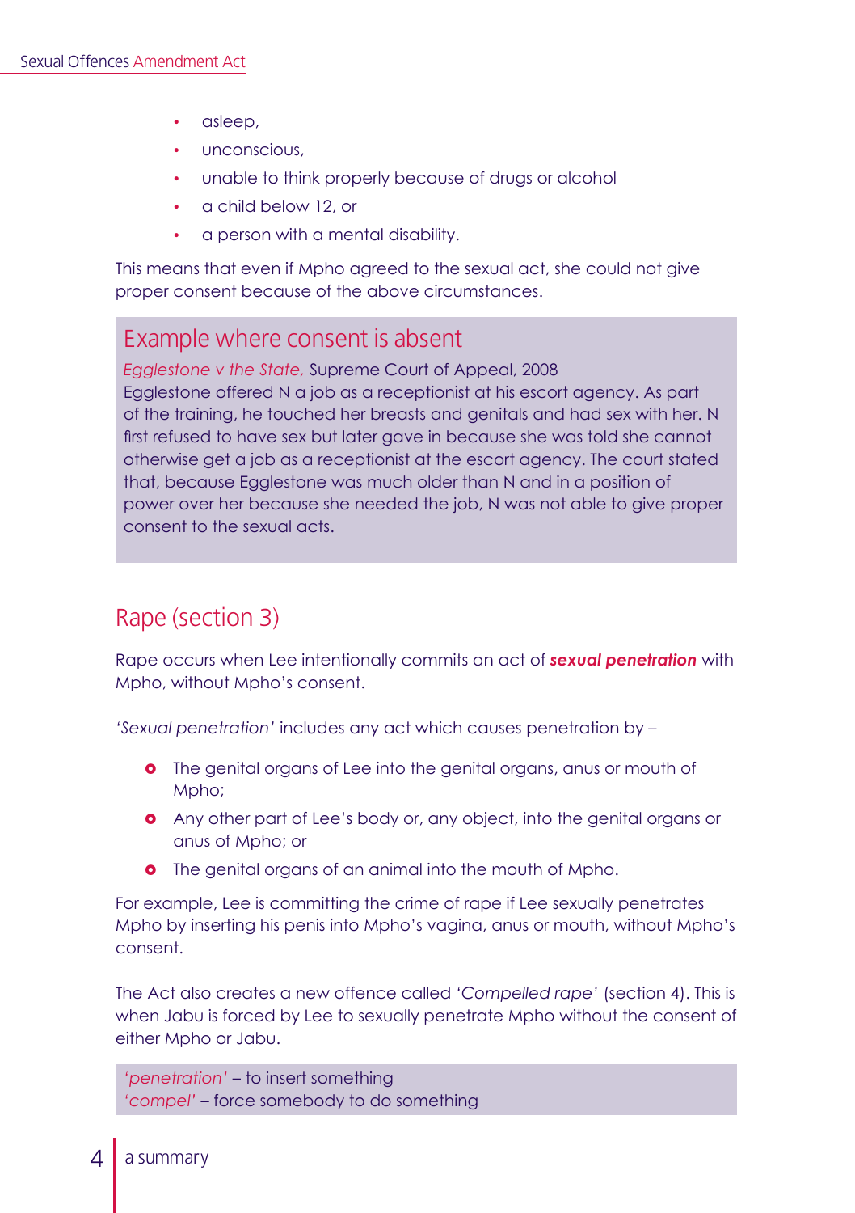- asleep,
- unconscious,
- unable to think properly because of drugs or alcohol
- a child below 12, or
- a person with a mental disability.

This means that even if Mpho agreed to the sexual act, she could not give proper consent because of the above circumstances.

### Example where consent is absent

*Egglestone v the State,* Supreme Court of Appeal, 2008
Egglestone offered N a job as a receptionist at his escort agency. As part of the training, he touched her breasts and genitals and had sex with her. N first refused to have sex but later gave in because she was told she cannot otherwise get a job as a receptionist at the escort agency. The court stated that, because Egglestone was much older than N and in a position of power over her because she needed the job, N was not able to give proper consent to the sexual acts.

## Rape (section 3)

Rape occurs when Lee intentionally commits an act of ***sexual penetration*** with Mpho, without Mpho's consent.

'*Sexual penetration*' includes any act which causes penetration by –

- The genital organs of Lee into the genital organs, anus or mouth of Mpho;
- Any other part of Lee's body or, any object, into the genital organs or anus of Mpho; or
- The genital organs of an animal into the mouth of Mpho.

For example, Lee is committing the crime of rape if Lee sexually penetrates Mpho by inserting his penis into Mpho's vagina, anus or mouth, without Mpho's consent.

The Act also creates a new offence called '*Compelled rape*' (section 4). This is when Jabu is forced by Lee to sexually penetrate Mpho without the consent of either Mpho or Jabu.

'*penetration*' – to insert something
'*compel*' – force somebody to do something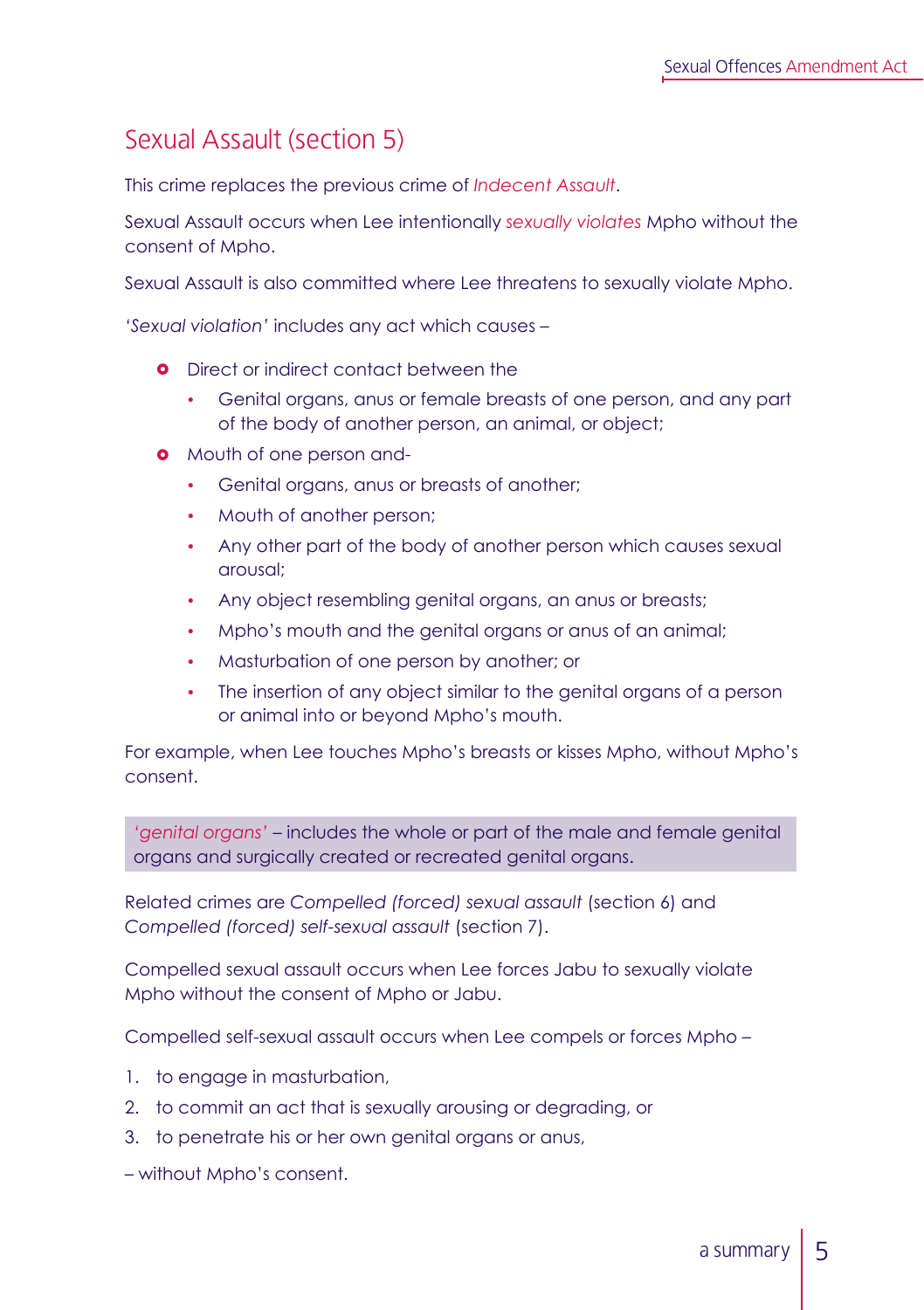## Sexual Assault (section 5)

This crime replaces the previous crime of *Indecent Assault*.

Sexual Assault occurs when Lee intentionally *sexually violates* Mpho without the consent of Mpho.

Sexual Assault is also committed where Lee threatens to sexually violate Mpho.

'*Sexual violation*' includes any act which causes –

- Direct or indirect contact between the
  - Genital organs, anus or female breasts of one person, and any part of the body of another person, an animal, or object;
- Mouth of one person and-
  - Genital organs, anus or breasts of another;
  - Mouth of another person;
  - Any other part of the body of another person which causes sexual arousal;
  - Any object resembling genital organs, an anus or breasts;
  - Mpho's mouth and the genital organs or anus of an animal;
  - Masturbation of one person by another; or
  - The insertion of any object similar to the genital organs of a person or animal into or beyond Mpho's mouth.

For example, when Lee touches Mpho's breasts or kisses Mpho, without Mpho's consent.

> *'genital organs'* – includes the whole or part of the male and female genital organs and surgically created or recreated genital organs.

Related crimes are *Compelled (forced) sexual assault* (section 6) and *Compelled (forced) self-sexual assault* (section 7).

Compelled sexual assault occurs when Lee forces Jabu to sexually violate Mpho without the consent of Mpho or Jabu.

Compelled self-sexual assault occurs when Lee compels or forces Mpho –

1. to engage in masturbation,
2. to commit an act that is sexually arousing or degrading, or
3. to penetrate his or her own genital organs or anus,

– without Mpho's consent.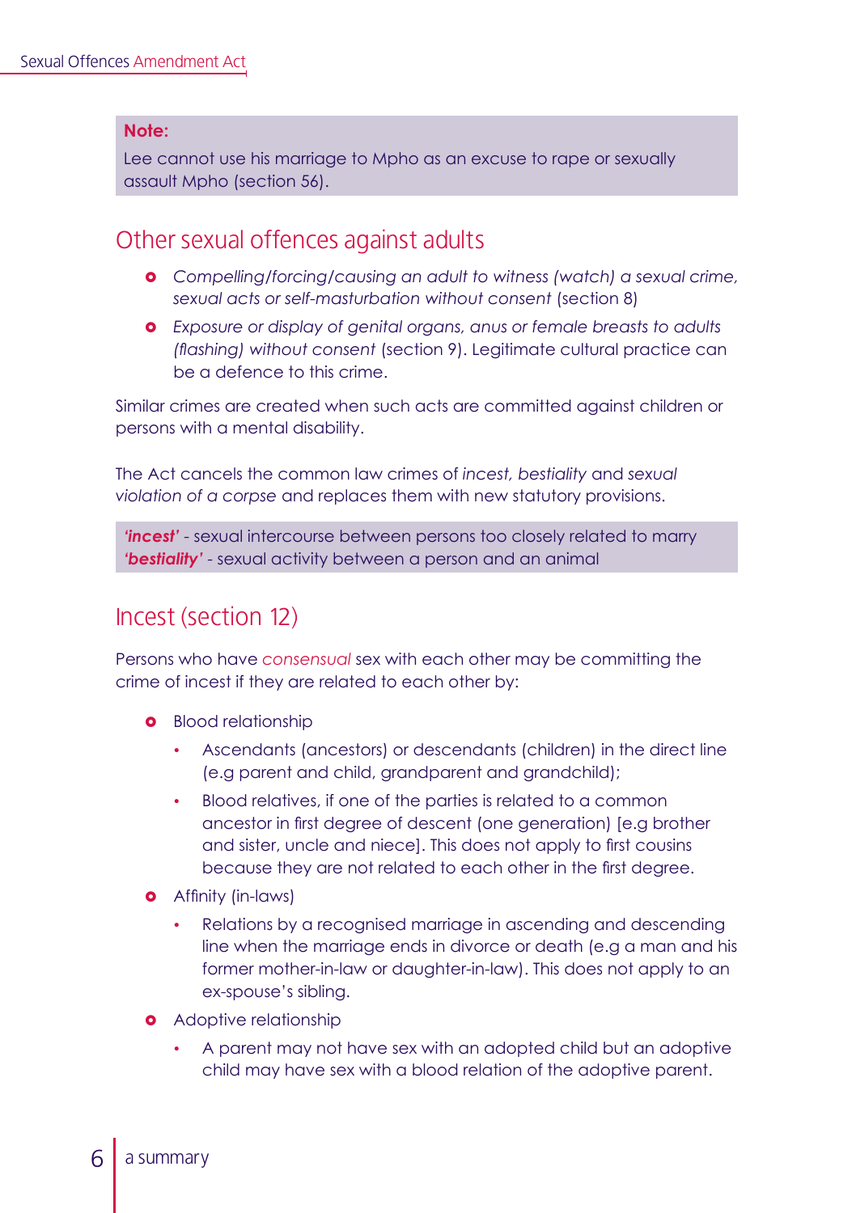**Note:**

Lee cannot use his marriage to Mpho as an excuse to rape or sexually assault Mpho (section 56).

## Other sexual offences against adults

- *Compelling/forcing/causing an adult to witness (watch) a sexual crime, sexual acts or self-masturbation without consent* (section 8)
- *Exposure or display of genital organs, anus or female breasts to adults (flashing) without consent* (section 9). Legitimate cultural practice can be a defence to this crime.

Similar crimes are created when such acts are committed against children or persons with a mental disability.

The Act cancels the common law crimes of *incest, bestiality* and *sexual violation of a corpse* and replaces them with new statutory provisions.

***'incest'*** - sexual intercourse between persons too closely related to marry
***'bestiality'*** - sexual activity between a person and an animal

## Incest (section 12)

Persons who have *consensual* sex with each other may be committing the crime of incest if they are related to each other by:

- Blood relationship
  - Ascendants (ancestors) or descendants (children) in the direct line (e.g parent and child, grandparent and grandchild);
  - Blood relatives, if one of the parties is related to a common ancestor in first degree of descent (one generation) [e.g brother and sister, uncle and niece]. This does not apply to first cousins because they are not related to each other in the first degree.
- Affinity (in-laws)
  - Relations by a recognised marriage in ascending and descending line when the marriage ends in divorce or death (e.g a man and his former mother-in-law or daughter-in-law). This does not apply to an ex-spouse's sibling.
- Adoptive relationship
  - A parent may not have sex with an adopted child but an adoptive child may have sex with a blood relation of the adoptive parent.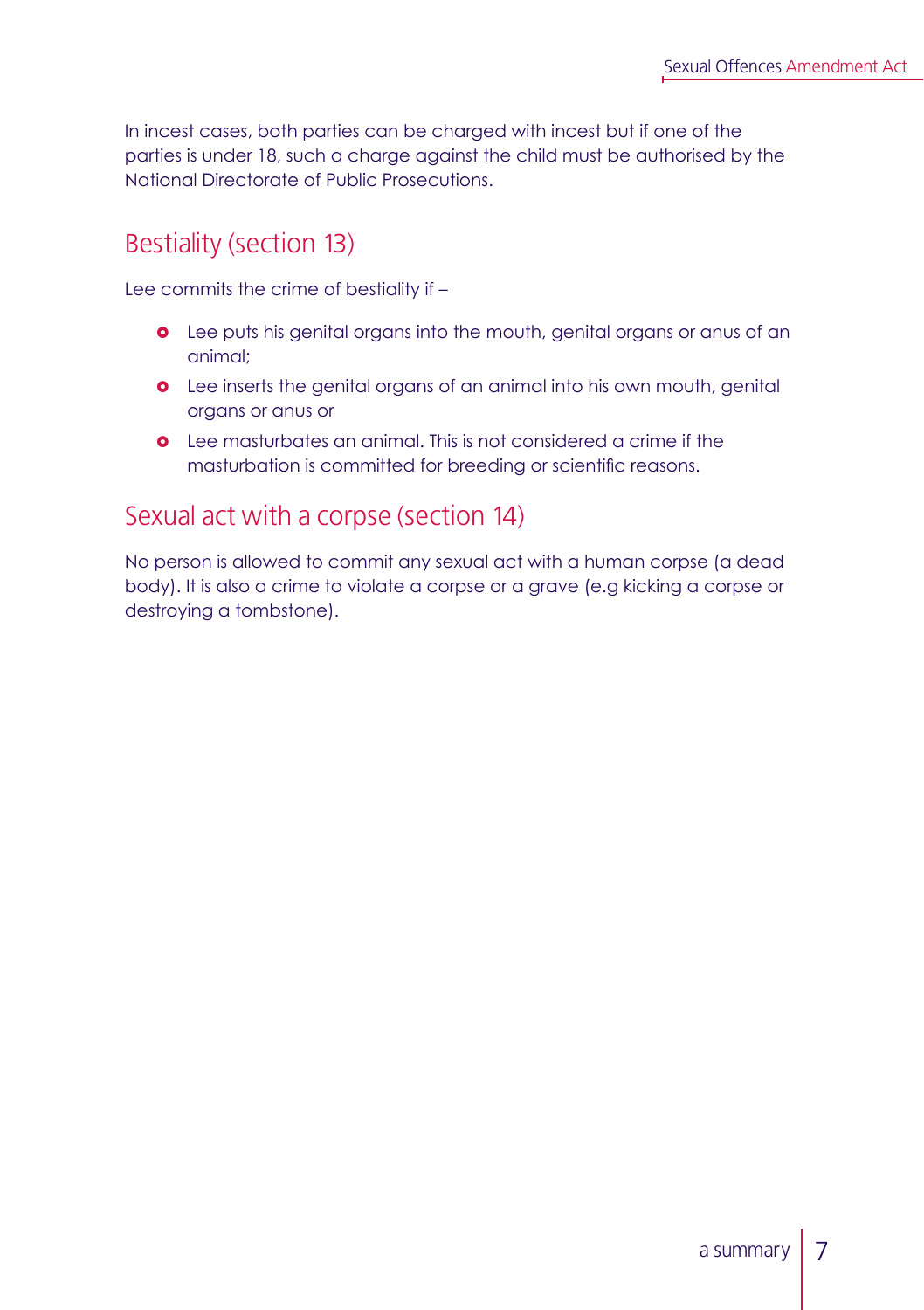In incest cases, both parties can be charged with incest but if one of the parties is under 18, such a charge against the child must be authorised by the National Directorate of Public Prosecutions.

## Bestiality (section 13)

Lee commits the crime of bestiality if –

- Lee puts his genital organs into the mouth, genital organs or anus of an animal;
- Lee inserts the genital organs of an animal into his own mouth, genital organs or anus or
- Lee masturbates an animal. This is not considered a crime if the masturbation is committed for breeding or scientific reasons.

## Sexual act with a corpse (section 14)

No person is allowed to commit any sexual act with a human corpse (a dead body). It is also a crime to violate a corpse or a grave (e.g kicking a corpse or destroying a tombstone).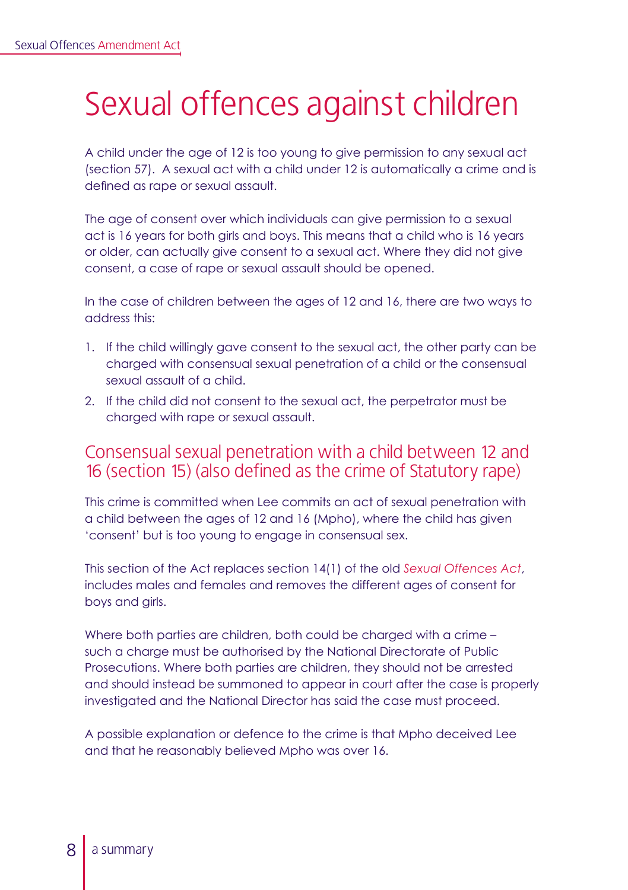# Sexual offences against children

A child under the age of 12 is too young to give permission to any sexual act (section 57). A sexual act with a child under 12 is automatically a crime and is defined as rape or sexual assault.

The age of consent over which individuals can give permission to a sexual act is 16 years for both girls and boys. This means that a child who is 16 years or older, can actually give consent to a sexual act. Where they did not give consent, a case of rape or sexual assault should be opened.

In the case of children between the ages of 12 and 16, there are two ways to address this:

1. If the child willingly gave consent to the sexual act, the other party can be charged with consensual sexual penetration of a child or the consensual sexual assault of a child.
2. If the child did not consent to the sexual act, the perpetrator must be charged with rape or sexual assault.

## Consensual sexual penetration with a child between 12 and 16 (section 15) (also defined as the crime of Statutory rape)

This crime is committed when Lee commits an act of sexual penetration with a child between the ages of 12 and 16 (Mpho), where the child has given 'consent' but is too young to engage in consensual sex.

This section of the Act replaces section 14(1) of the old *Sexual Offences Act*, includes males and females and removes the different ages of consent for boys and girls.

Where both parties are children, both could be charged with a crime – such a charge must be authorised by the National Directorate of Public Prosecutions. Where both parties are children, they should not be arrested and should instead be summoned to appear in court after the case is properly investigated and the National Director has said the case must proceed.

A possible explanation or defence to the crime is that Mpho deceived Lee and that he reasonably believed Mpho was over 16.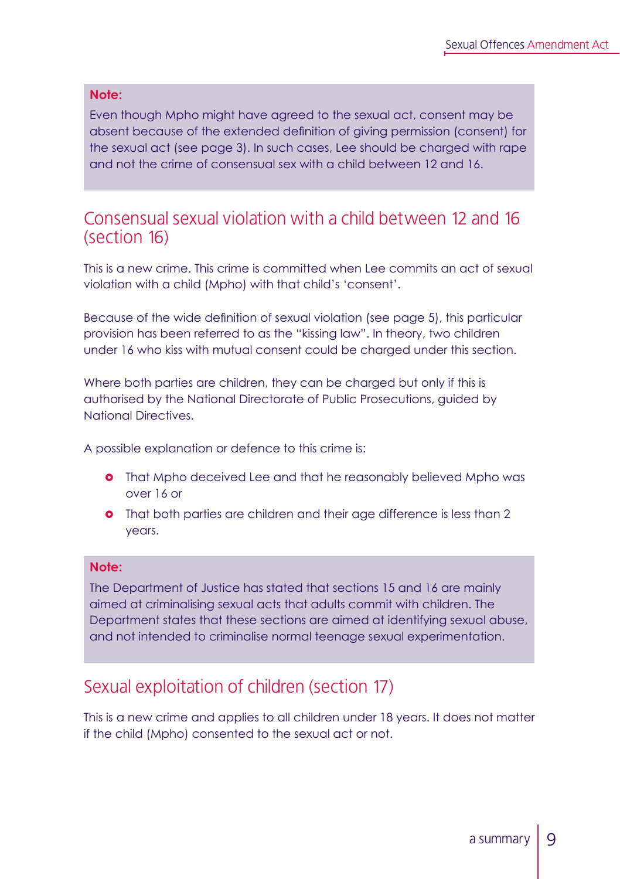**Note:**

Even though Mpho might have agreed to the sexual act, consent may be absent because of the extended definition of giving permission (consent) for the sexual act (see page 3). In such cases, Lee should be charged with rape and not the crime of consensual sex with a child between 12 and 16.

## Consensual sexual violation with a child between 12 and 16 (section 16)

This is a new crime. This crime is committed when Lee commits an act of sexual violation with a child (Mpho) with that child's 'consent'.

Because of the wide definition of sexual violation (see page 5), this particular provision has been referred to as the "kissing law". In theory, two children under 16 who kiss with mutual consent could be charged under this section.

Where both parties are children, they can be charged but only if this is authorised by the National Directorate of Public Prosecutions, guided by National Directives.

A possible explanation or defence to this crime is:

- That Mpho deceived Lee and that he reasonably believed Mpho was over 16 or
- That both parties are children and their age difference is less than 2 years.

**Note:**

The Department of Justice has stated that sections 15 and 16 are mainly aimed at criminalising sexual acts that adults commit with children. The Department states that these sections are aimed at identifying sexual abuse, and not intended to criminalise normal teenage sexual experimentation.

## Sexual exploitation of children (section 17)

This is a new crime and applies to all children under 18 years. It does not matter if the child (Mpho) consented to the sexual act or not.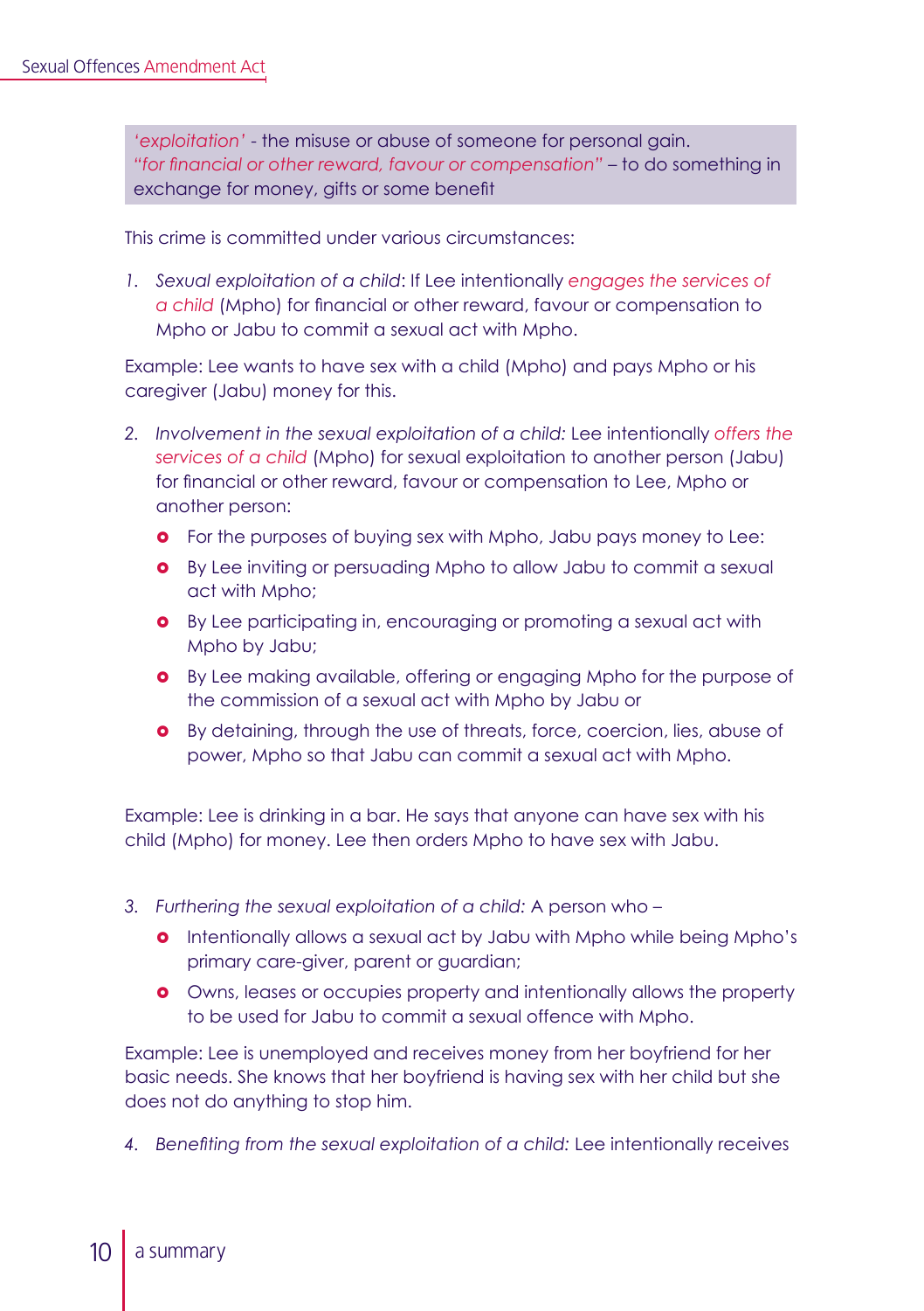*'exploitation'* - the misuse or abuse of someone for personal gain.
*"for financial or other reward, favour or compensation"* – to do something in exchange for money, gifts or some benefit

This crime is committed under various circumstances:

1. *Sexual exploitation of a child*: If Lee intentionally *engages the services of a child* (Mpho) for financial or other reward, favour or compensation to Mpho or Jabu to commit a sexual act with Mpho.

Example: Lee wants to have sex with a child (Mpho) and pays Mpho or his caregiver (Jabu) money for this.

2. *Involvement in the sexual exploitation of a child:* Lee intentionally *offers the services of a child* (Mpho) for sexual exploitation to another person (Jabu) for financial or other reward, favour or compensation to Lee, Mpho or another person:
   - For the purposes of buying sex with Mpho, Jabu pays money to Lee:
   - By Lee inviting or persuading Mpho to allow Jabu to commit a sexual act with Mpho;
   - By Lee participating in, encouraging or promoting a sexual act with Mpho by Jabu;
   - By Lee making available, offering or engaging Mpho for the purpose of the commission of a sexual act with Mpho by Jabu or
   - By detaining, through the use of threats, force, coercion, lies, abuse of power, Mpho so that Jabu can commit a sexual act with Mpho.

Example: Lee is drinking in a bar. He says that anyone can have sex with his child (Mpho) for money. Lee then orders Mpho to have sex with Jabu.

3. *Furthering the sexual exploitation of a child:* A person who –
   - Intentionally allows a sexual act by Jabu with Mpho while being Mpho's primary care-giver, parent or guardian;
   - Owns, leases or occupies property and intentionally allows the property to be used for Jabu to commit a sexual offence with Mpho.

Example: Lee is unemployed and receives money from her boyfriend for her basic needs. She knows that her boyfriend is having sex with her child but she does not do anything to stop him.

4. *Benefiting from the sexual exploitation of a child:* Lee intentionally receives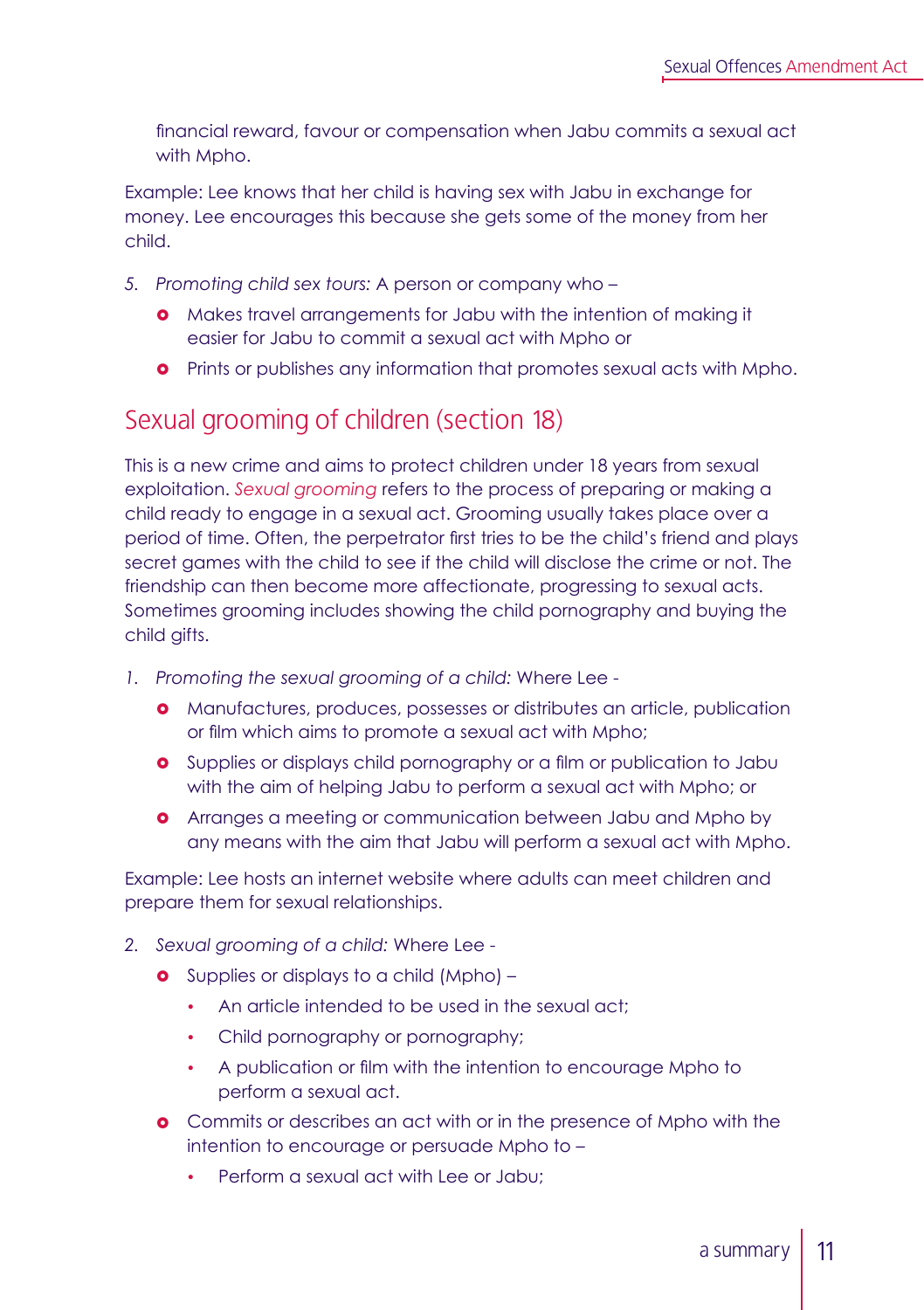financial reward, favour or compensation when Jabu commits a sexual act with Mpho.

Example: Lee knows that her child is having sex with Jabu in exchange for money. Lee encourages this because she gets some of the money from her child.

5. *Promoting child sex tours:* A person or company who –
   - Makes travel arrangements for Jabu with the intention of making it easier for Jabu to commit a sexual act with Mpho or
   - Prints or publishes any information that promotes sexual acts with Mpho.

## Sexual grooming of children (section 18)

This is a new crime and aims to protect children under 18 years from sexual exploitation. *Sexual grooming* refers to the process of preparing or making a child ready to engage in a sexual act. Grooming usually takes place over a period of time. Often, the perpetrator first tries to be the child's friend and plays secret games with the child to see if the child will disclose the crime or not. The friendship can then become more affectionate, progressing to sexual acts. Sometimes grooming includes showing the child pornography and buying the child gifts.

1. *Promoting the sexual grooming of a child:* Where Lee -
   - Manufactures, produces, possesses or distributes an article, publication or film which aims to promote a sexual act with Mpho;
   - Supplies or displays child pornography or a film or publication to Jabu with the aim of helping Jabu to perform a sexual act with Mpho; or
   - Arranges a meeting or communication between Jabu and Mpho by any means with the aim that Jabu will perform a sexual act with Mpho.

Example: Lee hosts an internet website where adults can meet children and prepare them for sexual relationships.

2. *Sexual grooming of a child:* Where Lee -
   - Supplies or displays to a child (Mpho) –
     - An article intended to be used in the sexual act;
     - Child pornography or pornography;
     - A publication or film with the intention to encourage Mpho to perform a sexual act.
   - Commits or describes an act with or in the presence of Mpho with the intention to encourage or persuade Mpho to –
     - Perform a sexual act with Lee or Jabu;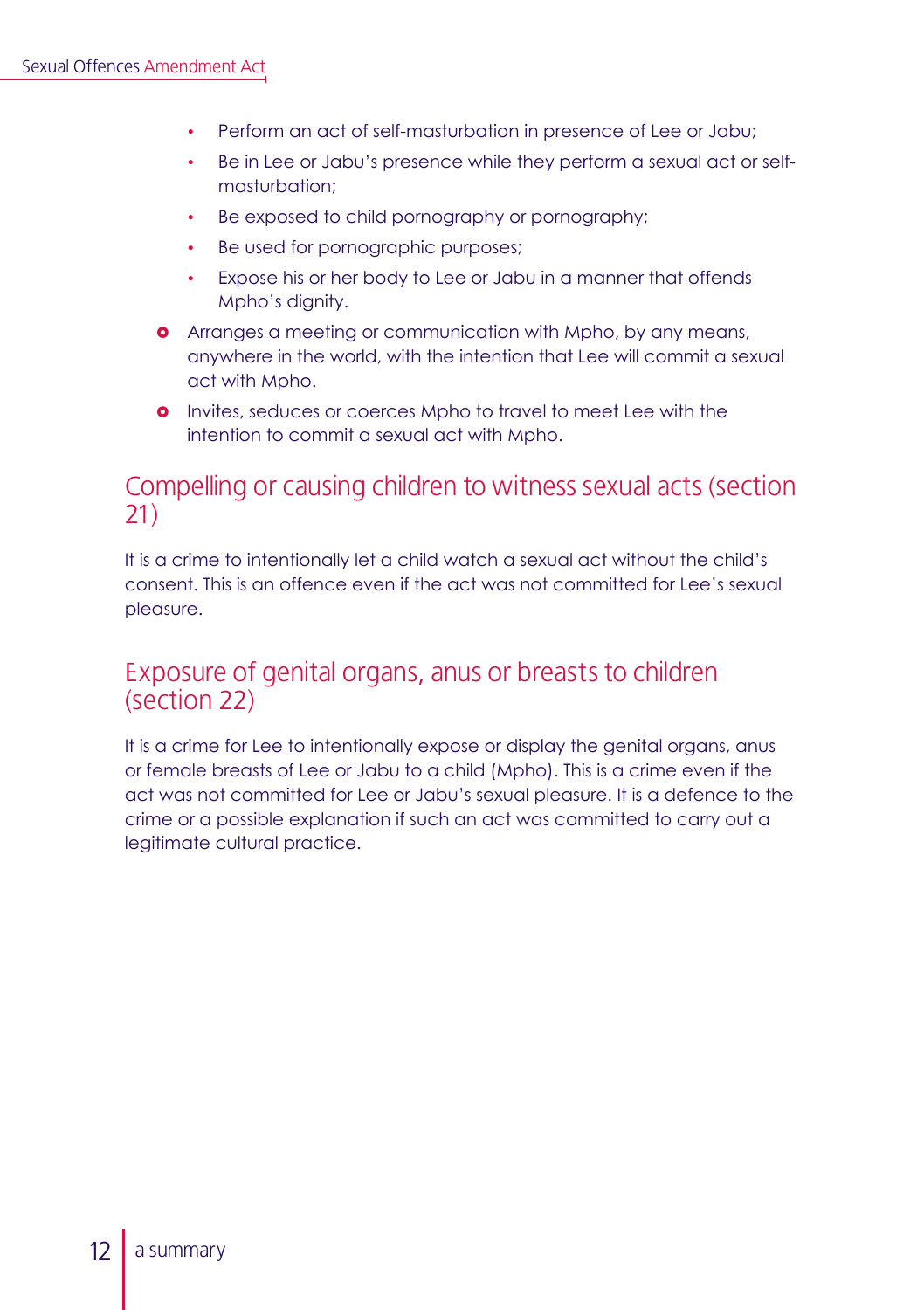- Perform an act of self-masturbation in presence of Lee or Jabu;
    - Be in Lee or Jabu's presence while they perform a sexual act or self-masturbation;
    - Be exposed to child pornography or pornography;
    - Be used for pornographic purposes;
    - Expose his or her body to Lee or Jabu in a manner that offends Mpho's dignity.
- Arranges a meeting or communication with Mpho, by any means, anywhere in the world, with the intention that Lee will commit a sexual act with Mpho.
- Invites, seduces or coerces Mpho to travel to meet Lee with the intention to commit a sexual act with Mpho.

## Compelling or causing children to witness sexual acts (section 21)

It is a crime to intentionally let a child watch a sexual act without the child's consent. This is an offence even if the act was not committed for Lee's sexual pleasure.

## Exposure of genital organs, anus or breasts to children (section 22)

It is a crime for Lee to intentionally expose or display the genital organs, anus or female breasts of Lee or Jabu to a child (Mpho). This is a crime even if the act was not committed for Lee or Jabu's sexual pleasure. It is a defence to the crime or a possible explanation if such an act was committed to carry out a legitimate cultural practice.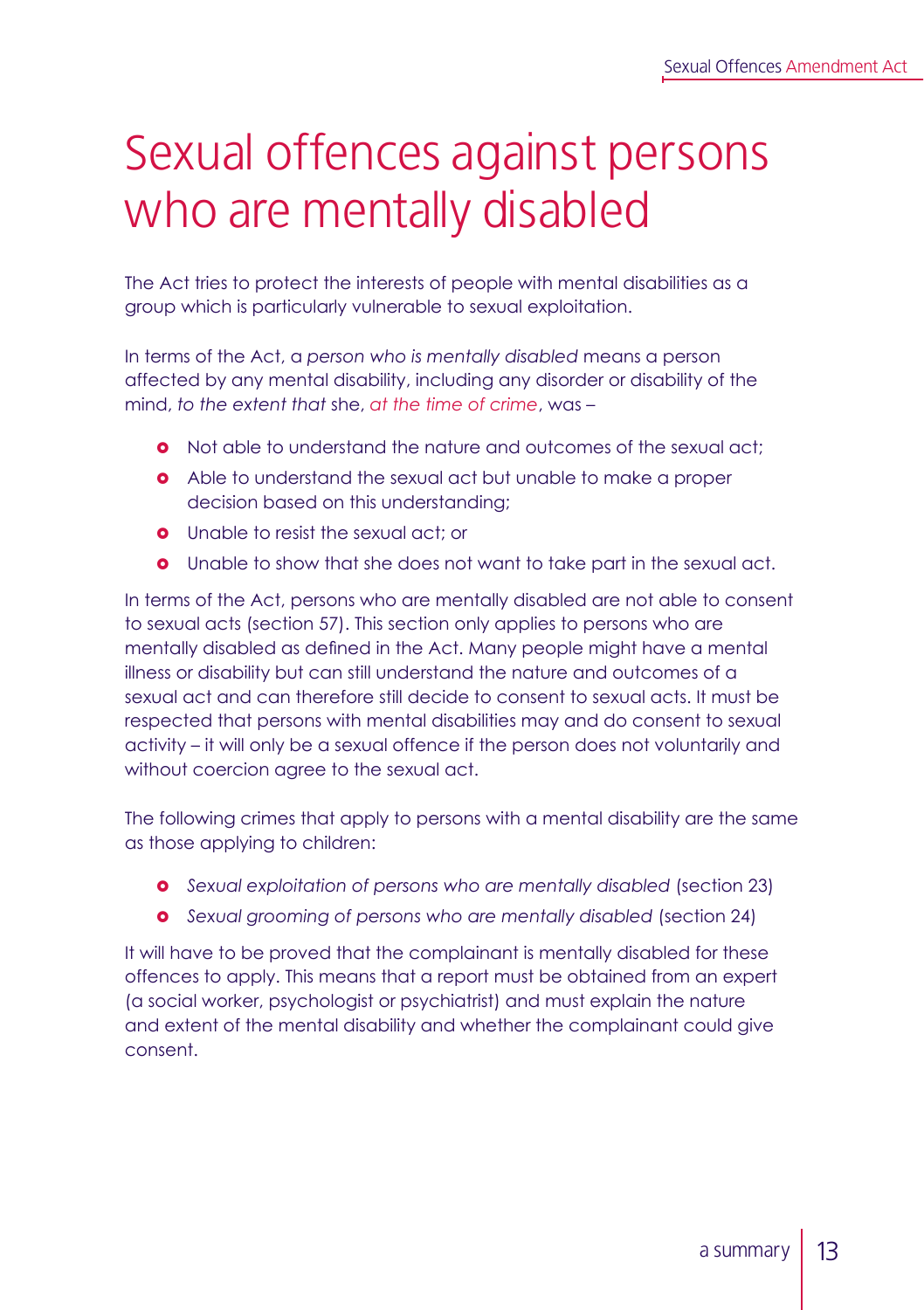# Sexual offences against persons who are mentally disabled

The Act tries to protect the interests of people with mental disabilities as a group which is particularly vulnerable to sexual exploitation.

In terms of the Act, a *person who is mentally disabled* means a person affected by any mental disability, including any disorder or disability of the mind, *to the extent that* she, *at the time of crime*, was –

- Not able to understand the nature and outcomes of the sexual act;
- Able to understand the sexual act but unable to make a proper decision based on this understanding;
- Unable to resist the sexual act; or
- Unable to show that she does not want to take part in the sexual act.

In terms of the Act, persons who are mentally disabled are not able to consent to sexual acts (section 57). This section only applies to persons who are mentally disabled as defined in the Act. Many people might have a mental illness or disability but can still understand the nature and outcomes of a sexual act and can therefore still decide to consent to sexual acts. It must be respected that persons with mental disabilities may and do consent to sexual activity – it will only be a sexual offence if the person does not voluntarily and without coercion agree to the sexual act.

The following crimes that apply to persons with a mental disability are the same as those applying to children:

- *Sexual exploitation of persons who are mentally disabled* (section 23)
- *Sexual grooming of persons who are mentally disabled* (section 24)

It will have to be proved that the complainant is mentally disabled for these offences to apply. This means that a report must be obtained from an expert (a social worker, psychologist or psychiatrist) and must explain the nature and extent of the mental disability and whether the complainant could give consent.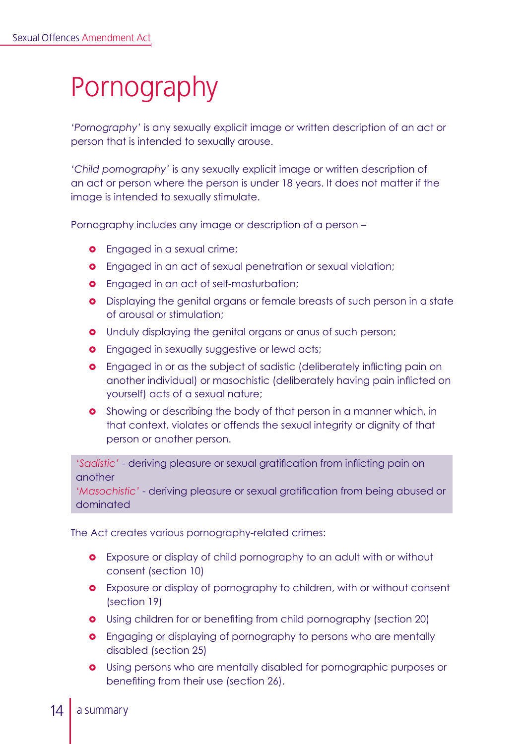# Pornography

*'Pornography'* is any sexually explicit image or written description of an act or person that is intended to sexually arouse.

*'Child pornography'* is any sexually explicit image or written description of an act or person where the person is under 18 years. It does not matter if the image is intended to sexually stimulate.

Pornography includes any image or description of a person –

- Engaged in a sexual crime;
- Engaged in an act of sexual penetration or sexual violation;
- Engaged in an act of self-masturbation;
- Displaying the genital organs or female breasts of such person in a state of arousal or stimulation;
- Unduly displaying the genital organs or anus of such person;
- Engaged in sexually suggestive or lewd acts;
- Engaged in or as the subject of sadistic (deliberately inflicting pain on another individual) or masochistic (deliberately having pain inflicted on yourself) acts of a sexual nature;
- Showing or describing the body of that person in a manner which, in that context, violates or offends the sexual integrity or dignity of that person or another person.

> *'Sadistic'* - deriving pleasure or sexual gratification from inflicting pain on another
> *'Masochistic'* - deriving pleasure or sexual gratification from being abused or dominated

The Act creates various pornography-related crimes:

- Exposure or display of child pornography to an adult with or without consent (section 10)
- Exposure or display of pornography to children, with or without consent (section 19)
- Using children for or benefiting from child pornography (section 20)
- Engaging or displaying of pornography to persons who are mentally disabled (section 25)
- Using persons who are mentally disabled for pornographic purposes or benefiting from their use (section 26).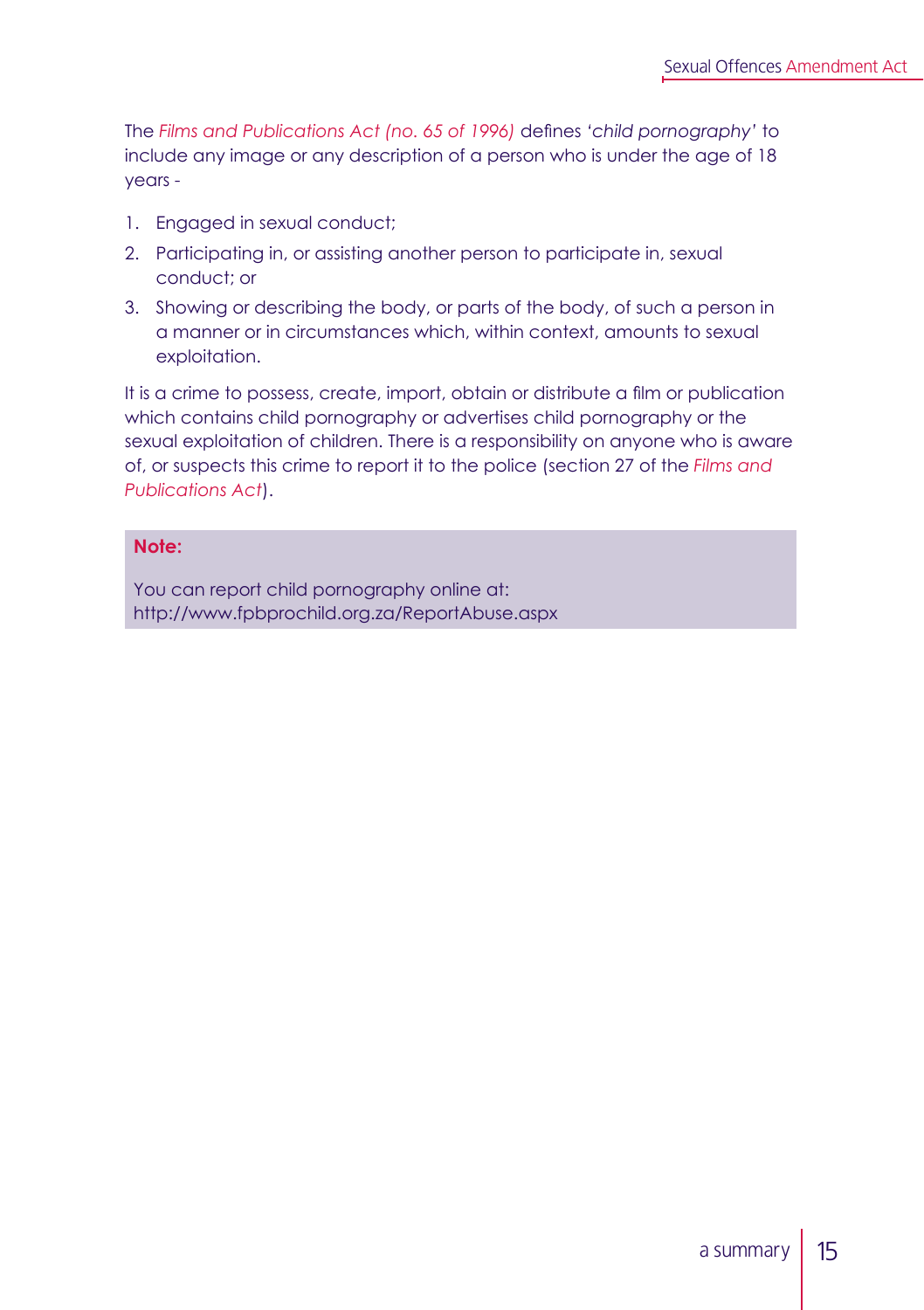The *Films and Publications Act (no. 65 of 1996)* defines '*child pornography*' to include any image or any description of a person who is under the age of 18 years -

1. Engaged in sexual conduct;
2. Participating in, or assisting another person to participate in, sexual conduct; or
3. Showing or describing the body, or parts of the body, of such a person in a manner or in circumstances which, within context, amounts to sexual exploitation.

It is a crime to possess, create, import, obtain or distribute a film or publication which contains child pornography or advertises child pornography or the sexual exploitation of children. There is a responsibility on anyone who is aware of, or suspects this crime to report it to the police (section 27 of the *Films and Publications Act*).

> **Note:**
>
> You can report child pornography online at:
> http://www.fpbprochild.org.za/ReportAbuse.aspx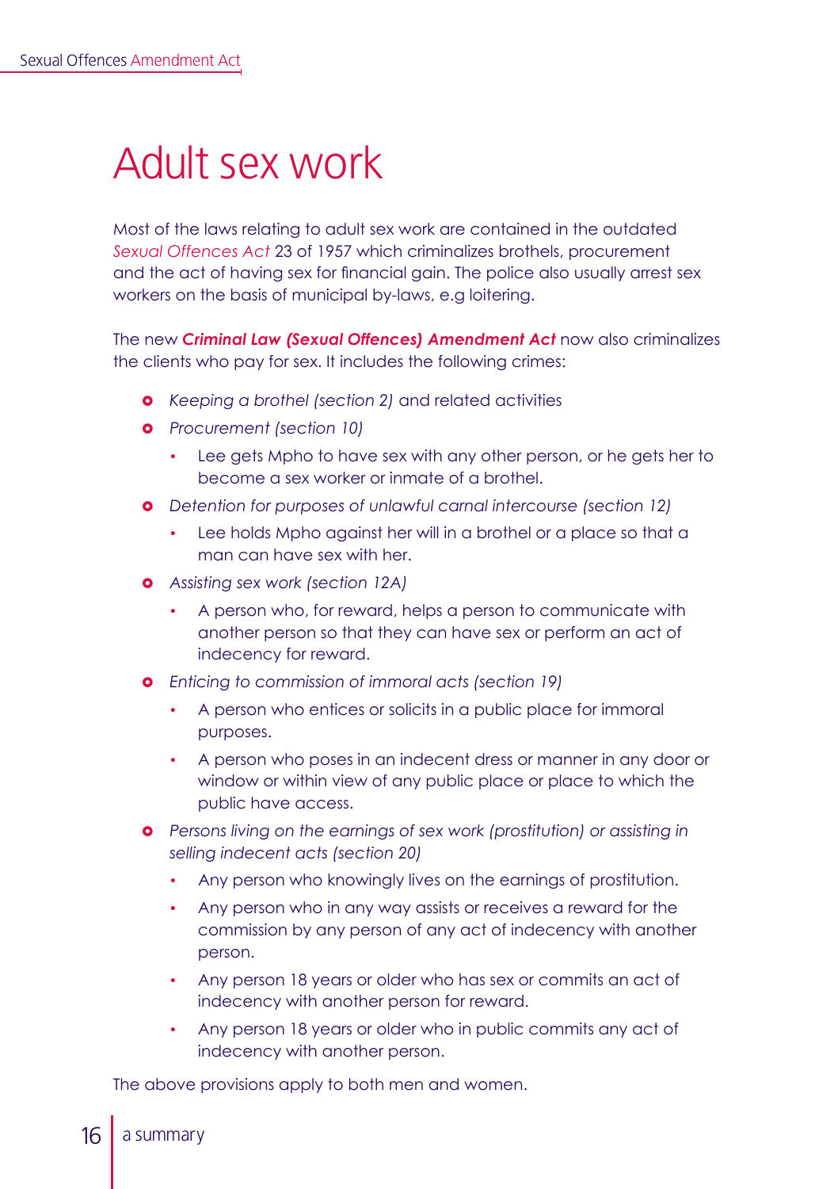# Adult sex work

Most of the laws relating to adult sex work are contained in the outdated *Sexual Offences Act* 23 of 1957 which criminalizes brothels, procurement and the act of having sex for financial gain. The police also usually arrest sex workers on the basis of municipal by-laws, e.g loitering.

The new ***Criminal Law (Sexual Offences) Amendment Act*** now also criminalizes the clients who pay for sex. It includes the following crimes:

- *Keeping a brothel (section 2)* and related activities
- *Procurement (section 10)*
  - Lee gets Mpho to have sex with any other person, or he gets her to become a sex worker or inmate of a brothel.
- *Detention for purposes of unlawful carnal intercourse (section 12)*
  - Lee holds Mpho against her will in a brothel or a place so that a man can have sex with her.
- *Assisting sex work (section 12A)*
  - A person who, for reward, helps a person to communicate with another person so that they can have sex or perform an act of indecency for reward.
- *Enticing to commission of immoral acts (section 19)*
  - A person who entices or solicits in a public place for immoral purposes.
  - A person who poses in an indecent dress or manner in any door or window or within view of any public place or place to which the public have access.
- *Persons living on the earnings of sex work (prostitution) or assisting in selling indecent acts (section 20)*
  - Any person who knowingly lives on the earnings of prostitution.
  - Any person who in any way assists or receives a reward for the commission by any person of any act of indecency with another person.
  - Any person 18 years or older who has sex or commits an act of indecency with another person for reward.
  - Any person 18 years or older who in public commits any act of indecency with another person.

The above provisions apply to both men and women.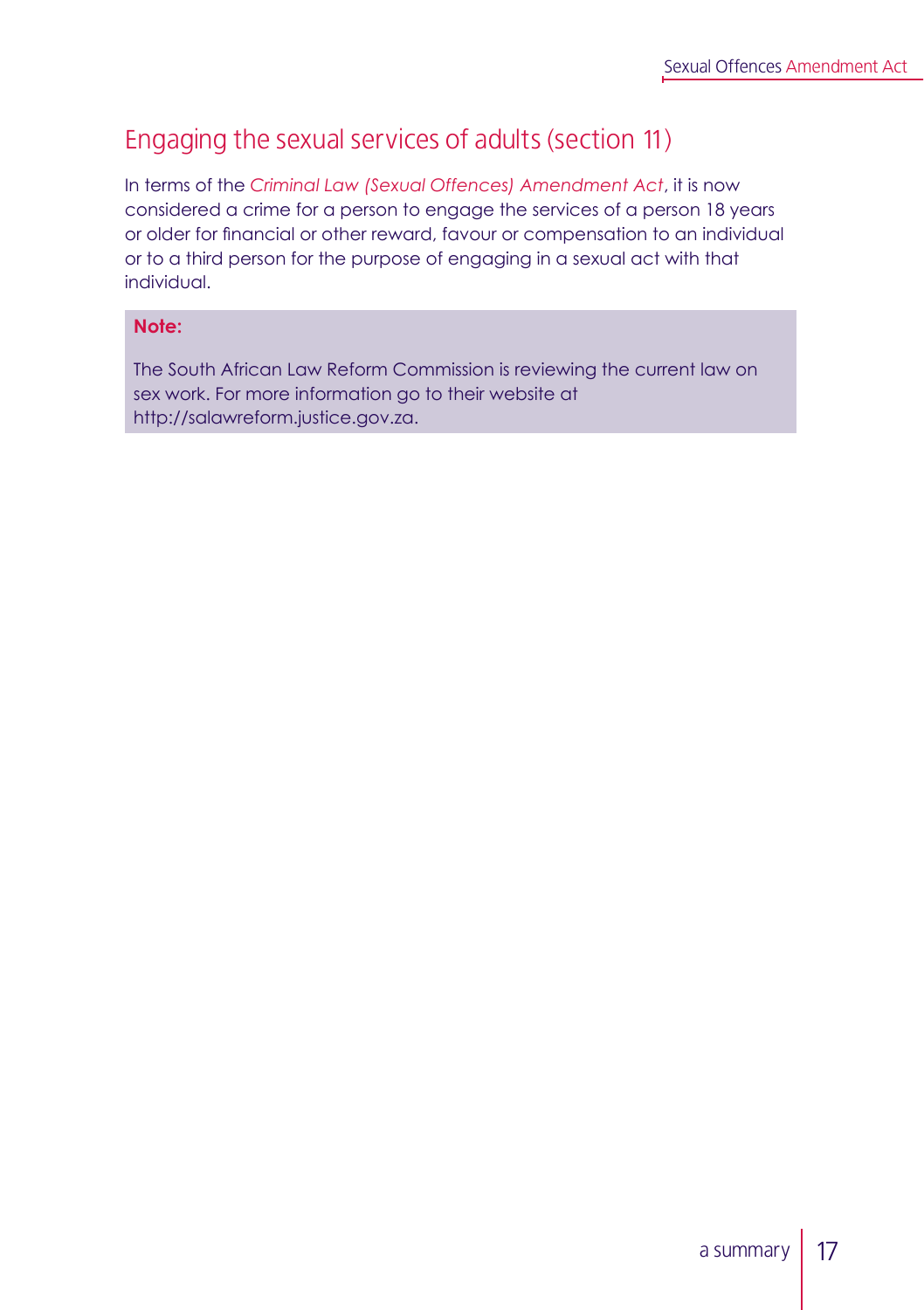## Engaging the sexual services of adults (section 11)

In terms of the *Criminal Law (Sexual Offences) Amendment Act*, it is now considered a crime for a person to engage the services of a person 18 years or older for financial or other reward, favour or compensation to an individual or to a third person for the purpose of engaging in a sexual act with that individual.

**Note:**

The South African Law Reform Commission is reviewing the current law on sex work. For more information go to their website at http://salawreform.justice.gov.za.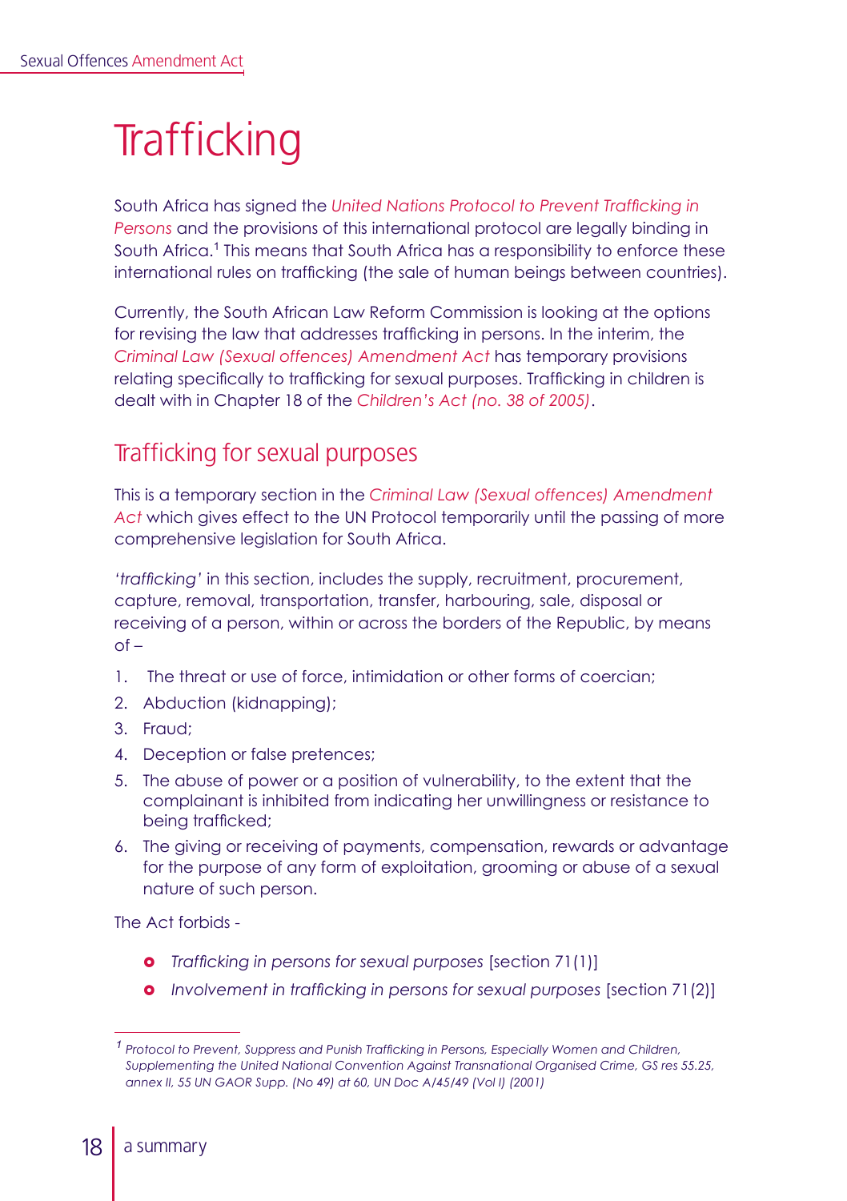# Trafficking

South Africa has signed the *United Nations Protocol to Prevent Trafficking in Persons* and the provisions of this international protocol are legally binding in South Africa.[1] This means that South Africa has a responsibility to enforce these international rules on trafficking (the sale of human beings between countries).

Currently, the South African Law Reform Commission is looking at the options for revising the law that addresses trafficking in persons. In the interim, the *Criminal Law (Sexual offences) Amendment Act* has temporary provisions relating specifically to trafficking for sexual purposes. Trafficking in children is dealt with in Chapter 18 of the *Children's Act (no. 38 of 2005)*.

## Trafficking for sexual purposes

This is a temporary section in the *Criminal Law (Sexual offences) Amendment Act* which gives effect to the UN Protocol temporarily until the passing of more comprehensive legislation for South Africa.

'*trafficking*' in this section, includes the supply, recruitment, procurement, capture, removal, transportation, transfer, harbouring, sale, disposal or receiving of a person, within or across the borders of the Republic, by means of –

1. The threat or use of force, intimidation or other forms of coercian;
2. Abduction (kidnapping);
3. Fraud;
4. Deception or false pretences;
5. The abuse of power or a position of vulnerability, to the extent that the complainant is inhibited from indicating her unwillingness or resistance to being trafficked;
6. The giving or receiving of payments, compensation, rewards or advantage for the purpose of any form of exploitation, grooming or abuse of a sexual nature of such person.

The Act forbids -

- *Trafficking in persons for sexual purposes* [section 71(1)]
- *Involvement in trafficking in persons for sexual purposes* [section 71(2)]

---

[1] *Protocol to Prevent, Suppress and Punish Trafficking in Persons, Especially Women and Children, Supplementing the United National Convention Against Transnational Organised Crime, GS res 55.25, annex II, 55 UN GAOR Supp. (No 49) at 60, UN Doc A/45/49 (Vol I) (2001)*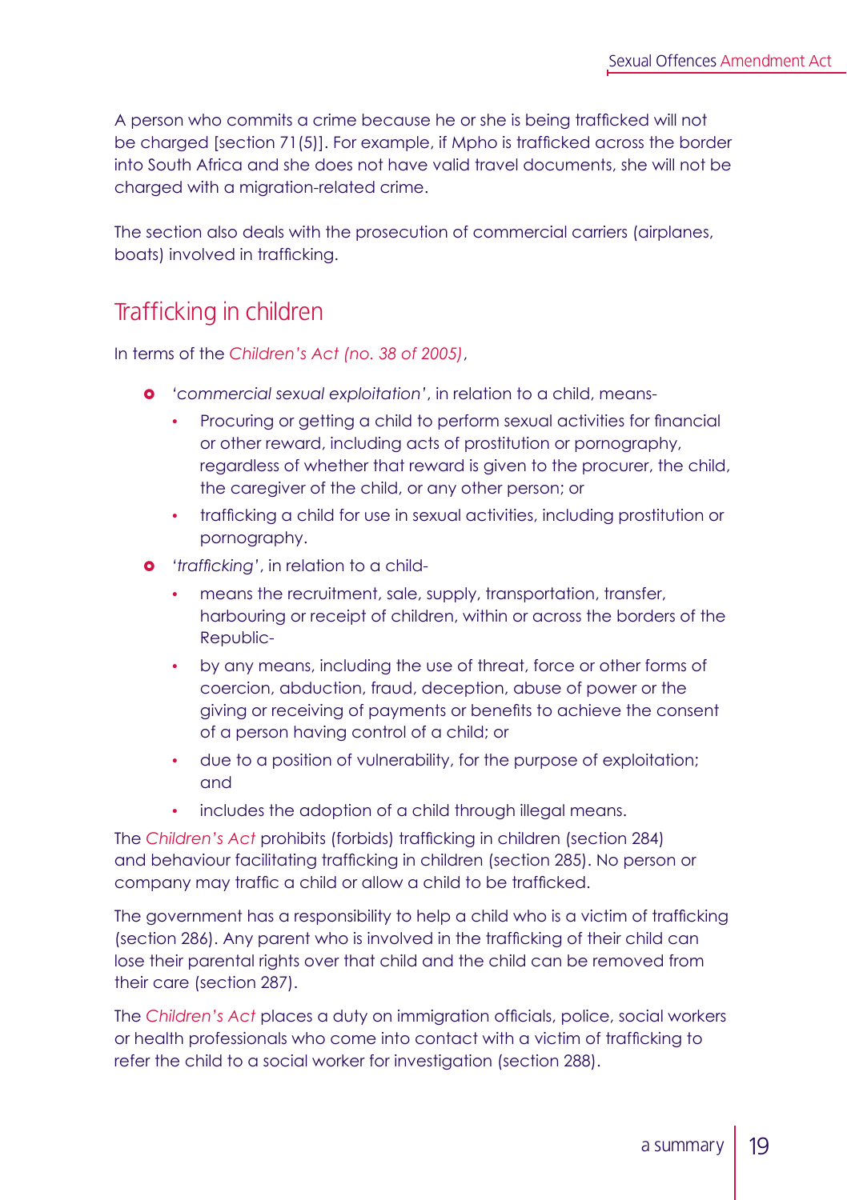A person who commits a crime because he or she is being trafficked will not be charged [section 71(5)]. For example, if Mpho is trafficked across the border into South Africa and she does not have valid travel documents, she will not be charged with a migration-related crime.

The section also deals with the prosecution of commercial carriers (airplanes, boats) involved in trafficking.

## Trafficking in children

In terms of the *Children's Act (no. 38 of 2005)*,

- '*commercial sexual exploitation*', in relation to a child, means-
    - Procuring or getting a child to perform sexual activities for financial or other reward, including acts of prostitution or pornography, regardless of whether that reward is given to the procurer, the child, the caregiver of the child, or any other person; or
    - trafficking a child for use in sexual activities, including prostitution or pornography.
- '*trafficking*', in relation to a child-
    - means the recruitment, sale, supply, transportation, transfer, harbouring or receipt of children, within or across the borders of the Republic-
    - by any means, including the use of threat, force or other forms of coercion, abduction, fraud, deception, abuse of power or the giving or receiving of payments or benefits to achieve the consent of a person having control of a child; or
    - due to a position of vulnerability, for the purpose of exploitation; and
    - includes the adoption of a child through illegal means.

The *Children's Act* prohibits (forbids) trafficking in children (section 284) and behaviour facilitating trafficking in children (section 285). No person or company may traffic a child or allow a child to be trafficked.

The government has a responsibility to help a child who is a victim of trafficking (section 286). Any parent who is involved in the trafficking of their child can lose their parental rights over that child and the child can be removed from their care (section 287).

The *Children's Act* places a duty on immigration officials, police, social workers or health professionals who come into contact with a victim of trafficking to refer the child to a social worker for investigation (section 288).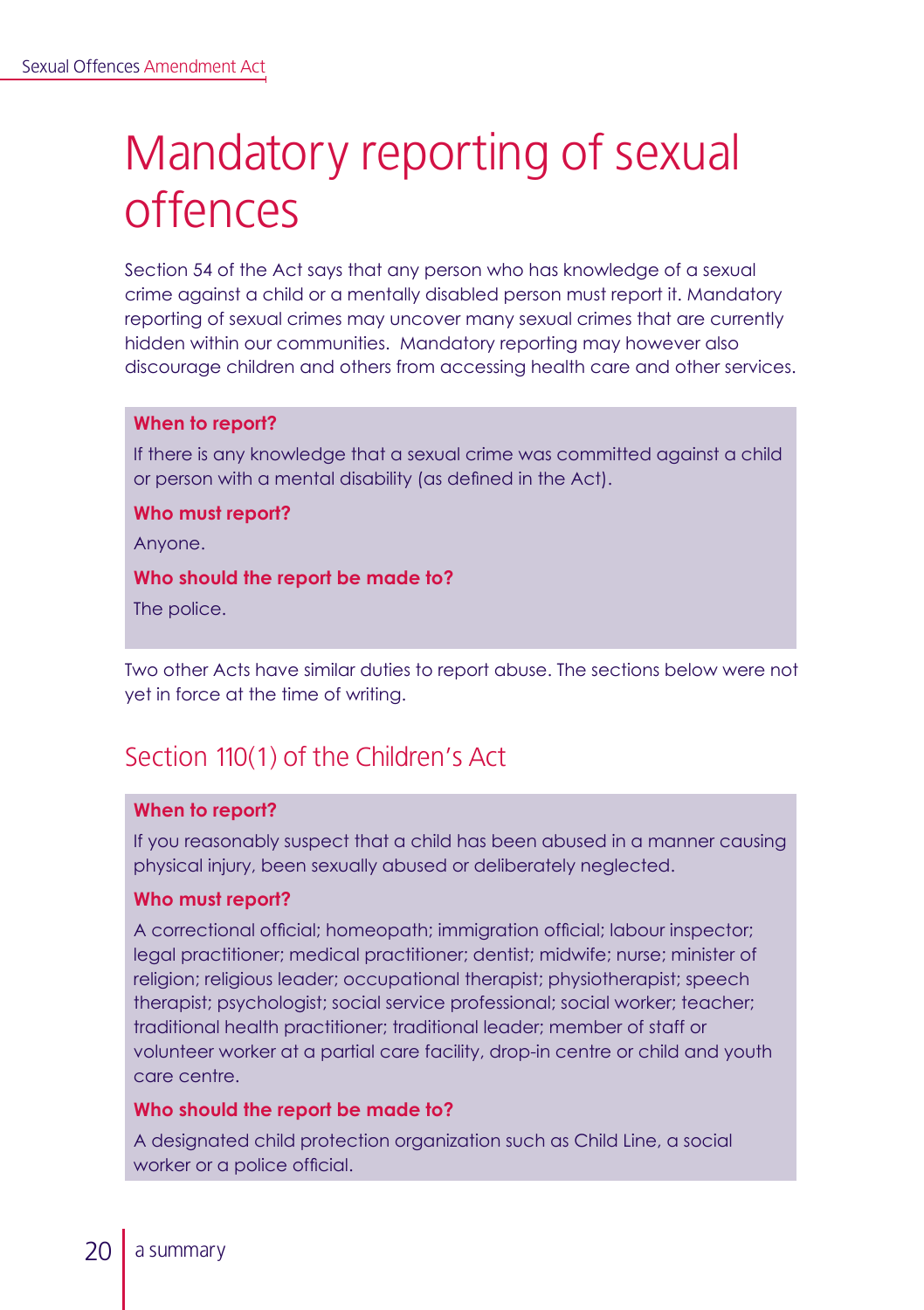# Mandatory reporting of sexual offences

Section 54 of the Act says that any person who has knowledge of a sexual crime against a child or a mentally disabled person must report it. Mandatory reporting of sexual crimes may uncover many sexual crimes that are currently hidden within our communities. Mandatory reporting may however also discourage children and others from accessing health care and other services.

**When to report?**

If there is any knowledge that a sexual crime was committed against a child or person with a mental disability (as defined in the Act).

**Who must report?**

Anyone.

**Who should the report be made to?**

The police.

Two other Acts have similar duties to report abuse. The sections below were not yet in force at the time of writing.

## Section 110(1) of the Children's Act

**When to report?**

If you reasonably suspect that a child has been abused in a manner causing physical injury, been sexually abused or deliberately neglected.

**Who must report?**

A correctional official; homeopath; immigration official; labour inspector; legal practitioner; medical practitioner; dentist; midwife; nurse; minister of religion; religious leader; occupational therapist; physiotherapist; speech therapist; psychologist; social service professional; social worker; teacher; traditional health practitioner; traditional leader; member of staff or volunteer worker at a partial care facility, drop-in centre or child and youth care centre.

**Who should the report be made to?**

A designated child protection organization such as Child Line, a social worker or a police official.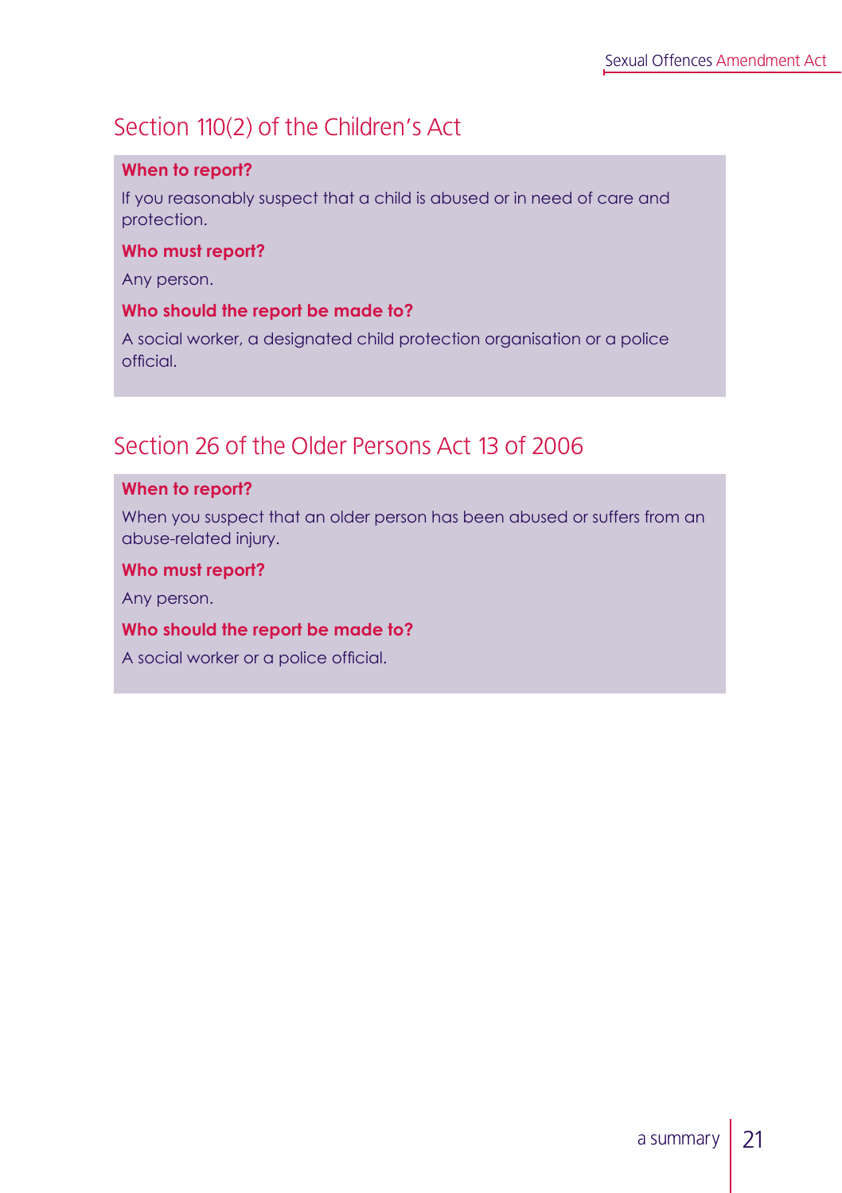## Section 110(2) of the Children's Act

**When to report?**

If you reasonably suspect that a child is abused or in need of care and protection.

**Who must report?**

Any person.

**Who should the report be made to?**

A social worker, a designated child protection organisation or a police official.

## Section 26 of the Older Persons Act 13 of 2006

**When to report?**

When you suspect that an older person has been abused or suffers from an abuse-related injury.

**Who must report?**

Any person.

**Who should the report be made to?**

A social worker or a police official.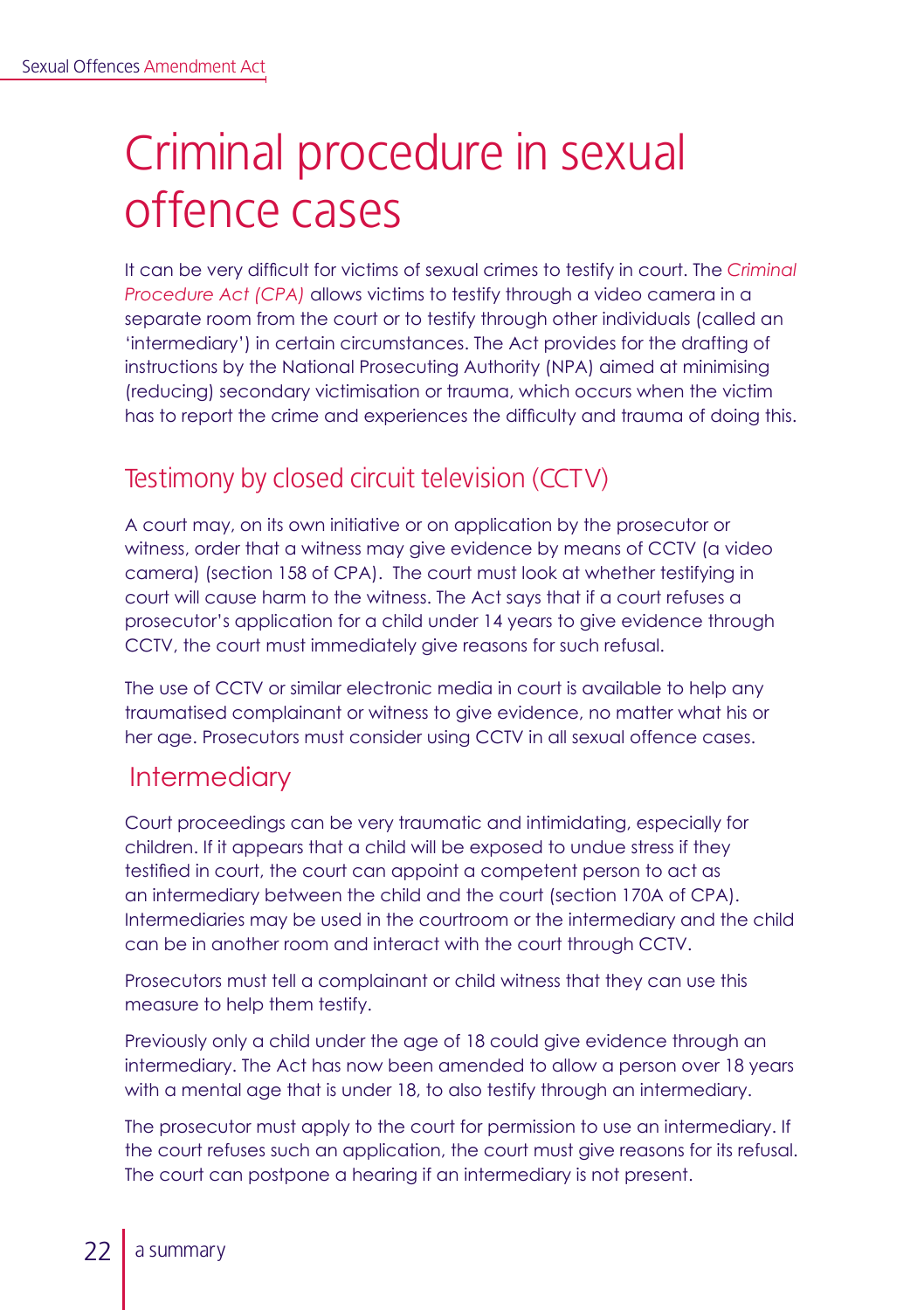# Criminal procedure in sexual offence cases

It can be very difficult for victims of sexual crimes to testify in court. The *Criminal Procedure Act (CPA)* allows victims to testify through a video camera in a separate room from the court or to testify through other individuals (called an 'intermediary') in certain circumstances. The Act provides for the drafting of instructions by the National Prosecuting Authority (NPA) aimed at minimising (reducing) secondary victimisation or trauma, which occurs when the victim has to report the crime and experiences the difficulty and trauma of doing this.

## Testimony by closed circuit television (CCTV)

A court may, on its own initiative or on application by the prosecutor or witness, order that a witness may give evidence by means of CCTV (a video camera) (section 158 of CPA). The court must look at whether testifying in court will cause harm to the witness. The Act says that if a court refuses a prosecutor's application for a child under 14 years to give evidence through CCTV, the court must immediately give reasons for such refusal.

The use of CCTV or similar electronic media in court is available to help any traumatised complainant or witness to give evidence, no matter what his or her age. Prosecutors must consider using CCTV in all sexual offence cases.

## Intermediary

Court proceedings can be very traumatic and intimidating, especially for children. If it appears that a child will be exposed to undue stress if they testified in court, the court can appoint a competent person to act as an intermediary between the child and the court (section 170A of CPA). Intermediaries may be used in the courtroom or the intermediary and the child can be in another room and interact with the court through CCTV.

Prosecutors must tell a complainant or child witness that they can use this measure to help them testify.

Previously only a child under the age of 18 could give evidence through an intermediary. The Act has now been amended to allow a person over 18 years with a mental age that is under 18, to also testify through an intermediary.

The prosecutor must apply to the court for permission to use an intermediary. If the court refuses such an application, the court must give reasons for its refusal. The court can postpone a hearing if an intermediary is not present.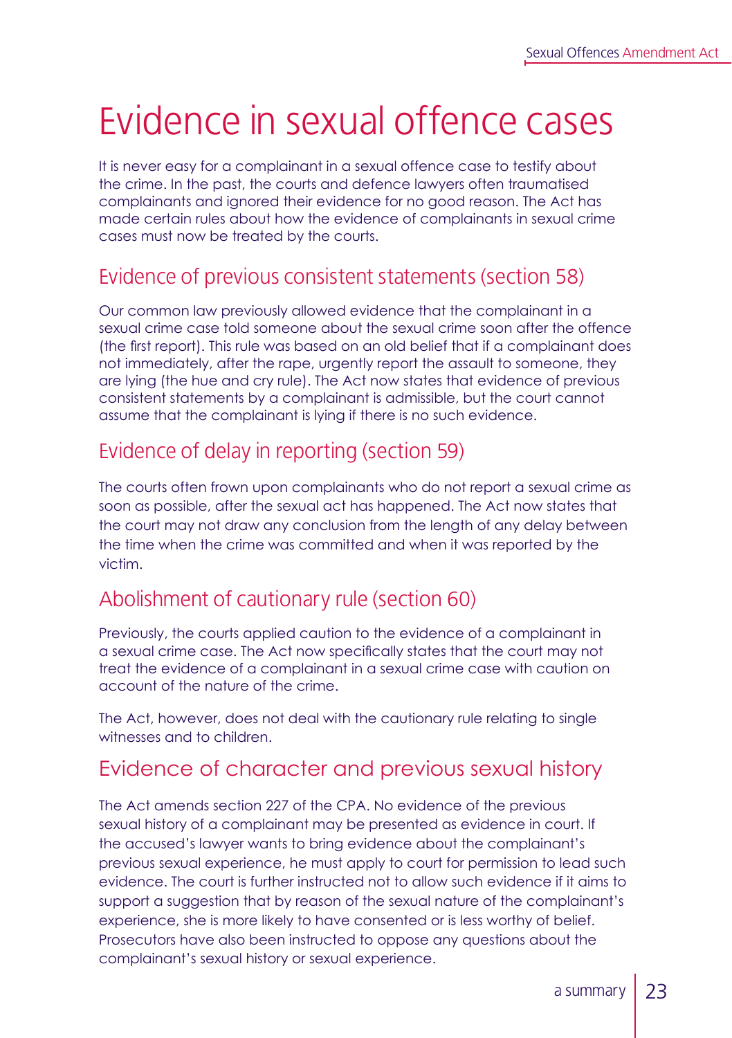# Evidence in sexual offence cases

It is never easy for a complainant in a sexual offence case to testify about the crime. In the past, the courts and defence lawyers often traumatised complainants and ignored their evidence for no good reason. The Act has made certain rules about how the evidence of complainants in sexual crime cases must now be treated by the courts.

## Evidence of previous consistent statements (section 58)

Our common law previously allowed evidence that the complainant in a sexual crime case told someone about the sexual crime soon after the offence (the first report). This rule was based on an old belief that if a complainant does not immediately, after the rape, urgently report the assault to someone, they are lying (the hue and cry rule). The Act now states that evidence of previous consistent statements by a complainant is admissible, but the court cannot assume that the complainant is lying if there is no such evidence.

## Evidence of delay in reporting (section 59)

The courts often frown upon complainants who do not report a sexual crime as soon as possible, after the sexual act has happened. The Act now states that the court may not draw any conclusion from the length of any delay between the time when the crime was committed and when it was reported by the victim.

## Abolishment of cautionary rule (section 60)

Previously, the courts applied caution to the evidence of a complainant in a sexual crime case. The Act now specifically states that the court may not treat the evidence of a complainant in a sexual crime case with caution on account of the nature of the crime.

The Act, however, does not deal with the cautionary rule relating to single witnesses and to children.

## Evidence of character and previous sexual history

The Act amends section 227 of the CPA. No evidence of the previous sexual history of a complainant may be presented as evidence in court. If the accused's lawyer wants to bring evidence about the complainant's previous sexual experience, he must apply to court for permission to lead such evidence. The court is further instructed not to allow such evidence if it aims to support a suggestion that by reason of the sexual nature of the complainant's experience, she is more likely to have consented or is less worthy of belief. Prosecutors have also been instructed to oppose any questions about the complainant's sexual history or sexual experience.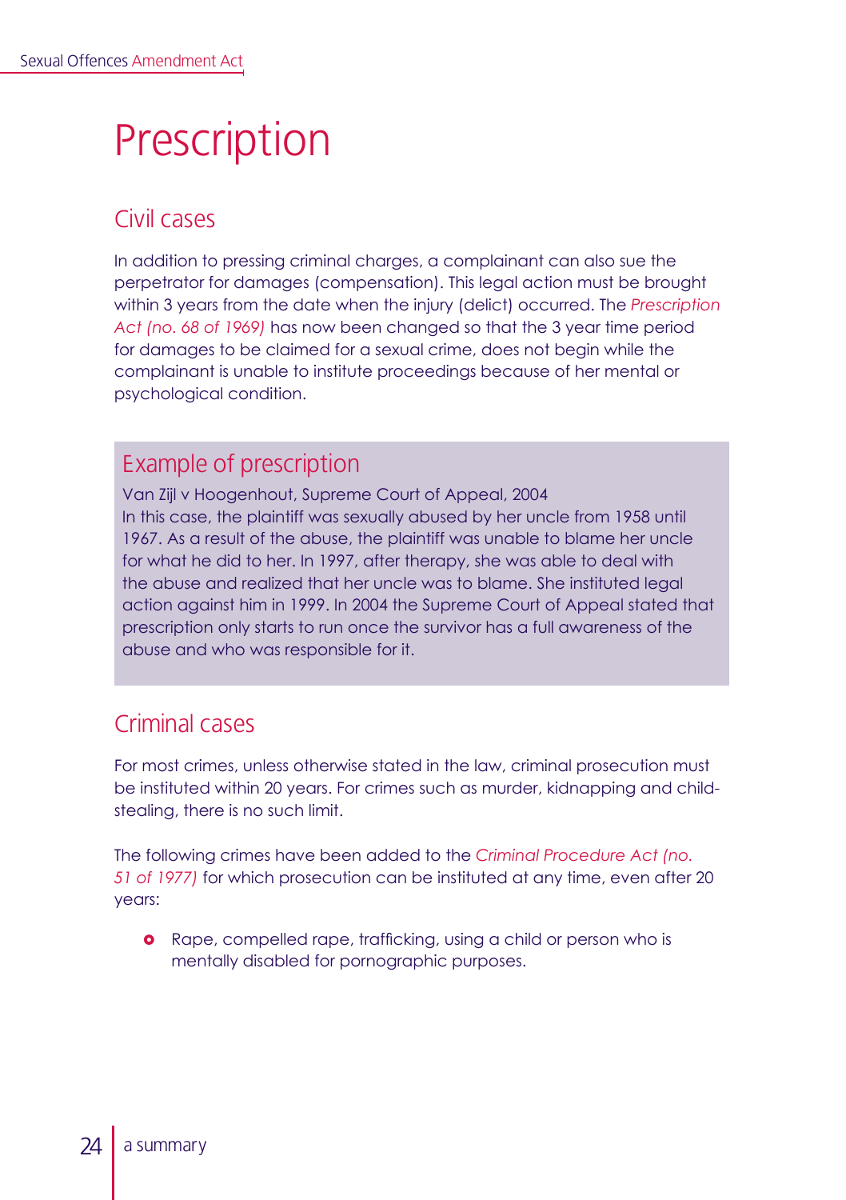# Prescription

## Civil cases

In addition to pressing criminal charges, a complainant can also sue the perpetrator for damages (compensation). This legal action must be brought within 3 years from the date when the injury (delict) occurred. The *Prescription Act (no. 68 of 1969)* has now been changed so that the 3 year time period for damages to be claimed for a sexual crime, does not begin while the complainant is unable to institute proceedings because of her mental or psychological condition.

### Example of prescription

Van Zijl v Hoogenhout, Supreme Court of Appeal, 2004

In this case, the plaintiff was sexually abused by her uncle from 1958 until 1967. As a result of the abuse, the plaintiff was unable to blame her uncle for what he did to her. In 1997, after therapy, she was able to deal with the abuse and realized that her uncle was to blame. She instituted legal action against him in 1999. In 2004 the Supreme Court of Appeal stated that prescription only starts to run once the survivor has a full awareness of the abuse and who was responsible for it.

## Criminal cases

For most crimes, unless otherwise stated in the law, criminal prosecution must be instituted within 20 years. For crimes such as murder, kidnapping and child-stealing, there is no such limit.

The following crimes have been added to the *Criminal Procedure Act (no. 51 of 1977)* for which prosecution can be instituted at any time, even after 20 years:

- Rape, compelled rape, trafficking, using a child or person who is mentally disabled for pornographic purposes.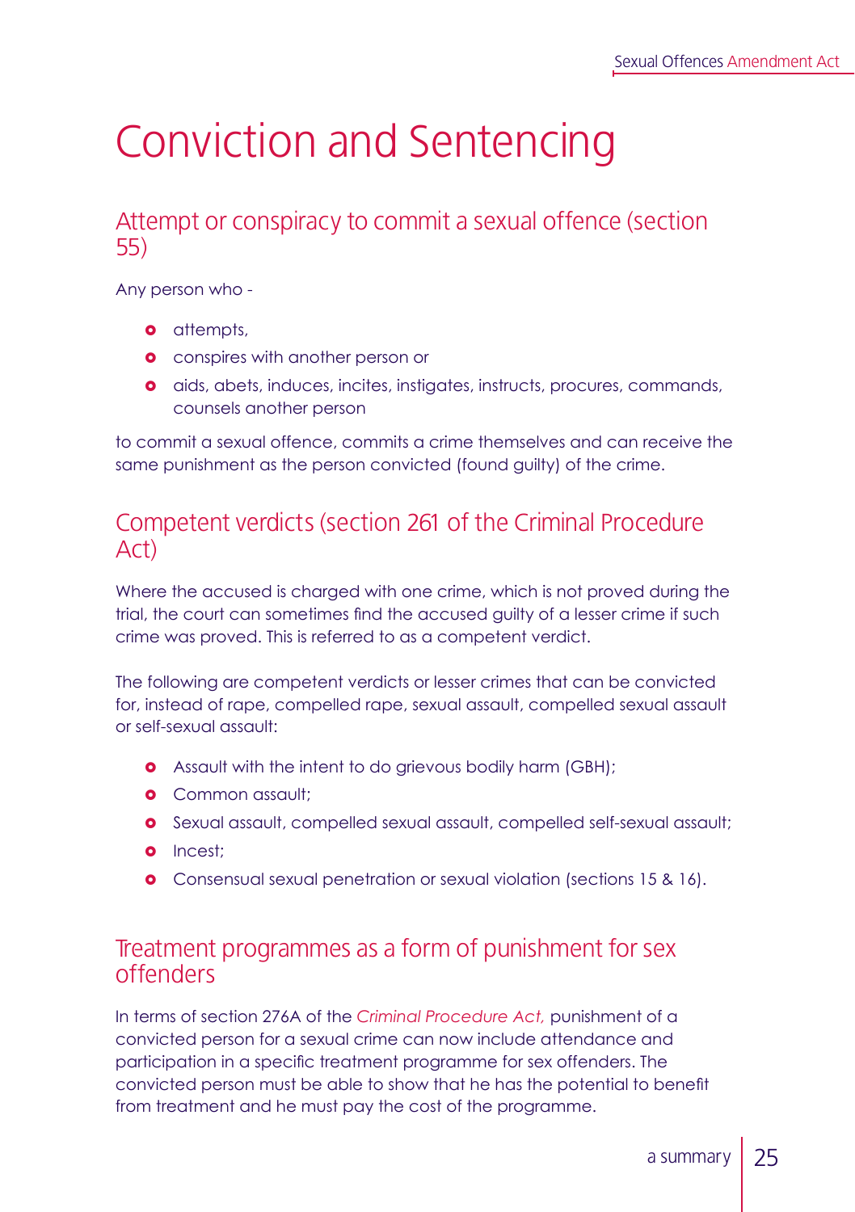# Conviction and Sentencing

## Attempt or conspiracy to commit a sexual offence (section 55)

Any person who -

- attempts,
- conspires with another person or
- aids, abets, induces, incites, instigates, instructs, procures, commands, counsels another person

to commit a sexual offence, commits a crime themselves and can receive the same punishment as the person convicted (found guilty) of the crime.

## Competent verdicts (section 261 of the Criminal Procedure Act)

Where the accused is charged with one crime, which is not proved during the trial, the court can sometimes find the accused guilty of a lesser crime if such crime was proved. This is referred to as a competent verdict.

The following are competent verdicts or lesser crimes that can be convicted for, instead of rape, compelled rape, sexual assault, compelled sexual assault or self-sexual assault:

- Assault with the intent to do grievous bodily harm (GBH);
- Common assault;
- Sexual assault, compelled sexual assault, compelled self-sexual assault;
- Incest;
- Consensual sexual penetration or sexual violation (sections 15 & 16).

## Treatment programmes as a form of punishment for sex offenders

In terms of section 276A of the *Criminal Procedure Act,* punishment of a convicted person for a sexual crime can now include attendance and participation in a specific treatment programme for sex offenders. The convicted person must be able to show that he has the potential to benefit from treatment and he must pay the cost of the programme.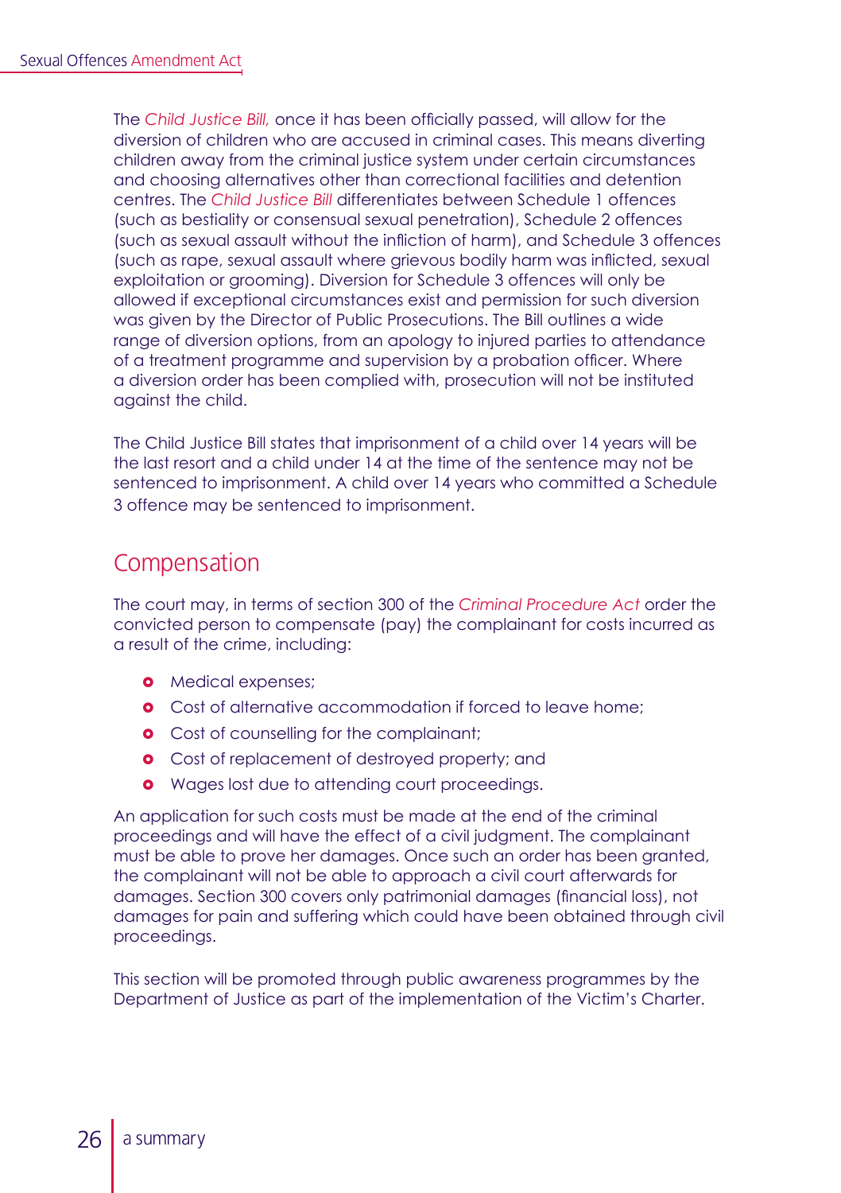The *Child Justice Bill,* once it has been officially passed, will allow for the diversion of children who are accused in criminal cases. This means diverting children away from the criminal justice system under certain circumstances and choosing alternatives other than correctional facilities and detention centres. The *Child Justice Bill* differentiates between Schedule 1 offences (such as bestiality or consensual sexual penetration), Schedule 2 offences (such as sexual assault without the infliction of harm), and Schedule 3 offences (such as rape, sexual assault where grievous bodily harm was inflicted, sexual exploitation or grooming). Diversion for Schedule 3 offences will only be allowed if exceptional circumstances exist and permission for such diversion was given by the Director of Public Prosecutions. The Bill outlines a wide range of diversion options, from an apology to injured parties to attendance of a treatment programme and supervision by a probation officer. Where a diversion order has been complied with, prosecution will not be instituted against the child.

The Child Justice Bill states that imprisonment of a child over 14 years will be the last resort and a child under 14 at the time of the sentence may not be sentenced to imprisonment. A child over 14 years who committed a Schedule 3 offence may be sentenced to imprisonment.

## Compensation

The court may, in terms of section 300 of the *Criminal Procedure Act* order the convicted person to compensate (pay) the complainant for costs incurred as a result of the crime, including:

- Medical expenses;
- Cost of alternative accommodation if forced to leave home;
- Cost of counselling for the complainant;
- Cost of replacement of destroyed property; and
- Wages lost due to attending court proceedings.

An application for such costs must be made at the end of the criminal proceedings and will have the effect of a civil judgment. The complainant must be able to prove her damages. Once such an order has been granted, the complainant will not be able to approach a civil court afterwards for damages. Section 300 covers only patrimonial damages (financial loss), not damages for pain and suffering which could have been obtained through civil proceedings.

This section will be promoted through public awareness programmes by the Department of Justice as part of the implementation of the Victim's Charter.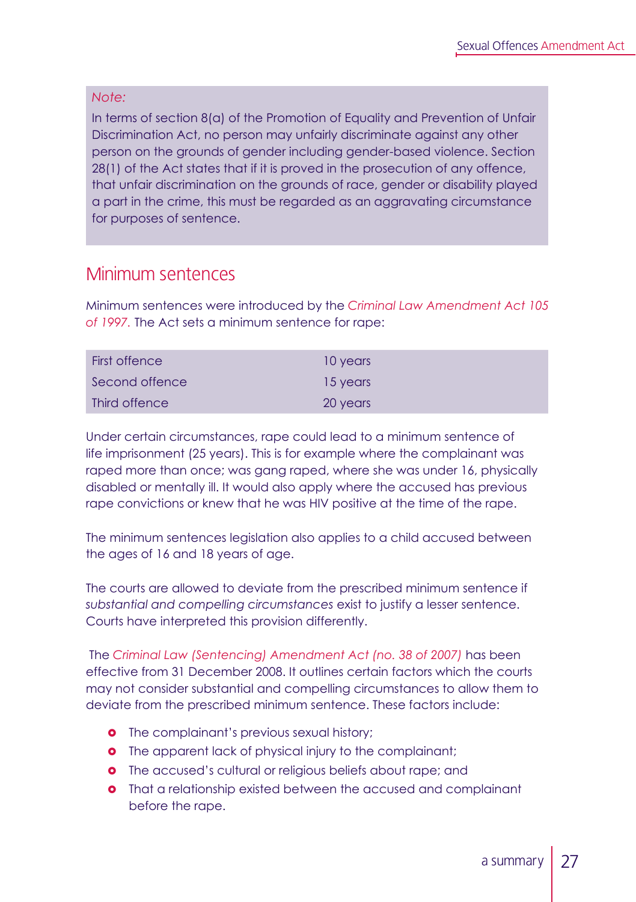*Note:*

In terms of section 8(a) of the Promotion of Equality and Prevention of Unfair Discrimination Act, no person may unfairly discriminate against any other person on the grounds of gender including gender-based violence. Section 28(1) of the Act states that if it is proved in the prosecution of any offence, that unfair discrimination on the grounds of race, gender or disability played a part in the crime, this must be regarded as an aggravating circumstance for purposes of sentence.

## Minimum sentences

Minimum sentences were introduced by the *Criminal Law Amendment Act 105 of 1997.* The Act sets a minimum sentence for rape:

| | |
|---|---|
| First offence | 10 years |
| Second offence | 15 years |
| Third offence | 20 years |

Under certain circumstances, rape could lead to a minimum sentence of life imprisonment (25 years). This is for example where the complainant was raped more than once; was gang raped, where she was under 16, physically disabled or mentally ill. It would also apply where the accused has previous rape convictions or knew that he was HIV positive at the time of the rape.

The minimum sentences legislation also applies to a child accused between the ages of 16 and 18 years of age.

The courts are allowed to deviate from the prescribed minimum sentence if *substantial and compelling circumstances* exist to justify a lesser sentence. Courts have interpreted this provision differently.

The *Criminal Law (Sentencing) Amendment Act (no. 38 of 2007)* has been effective from 31 December 2008. It outlines certain factors which the courts may not consider substantial and compelling circumstances to allow them to deviate from the prescribed minimum sentence. These factors include:

- The complainant's previous sexual history;
- The apparent lack of physical injury to the complainant;
- The accused's cultural or religious beliefs about rape; and
- That a relationship existed between the accused and complainant before the rape.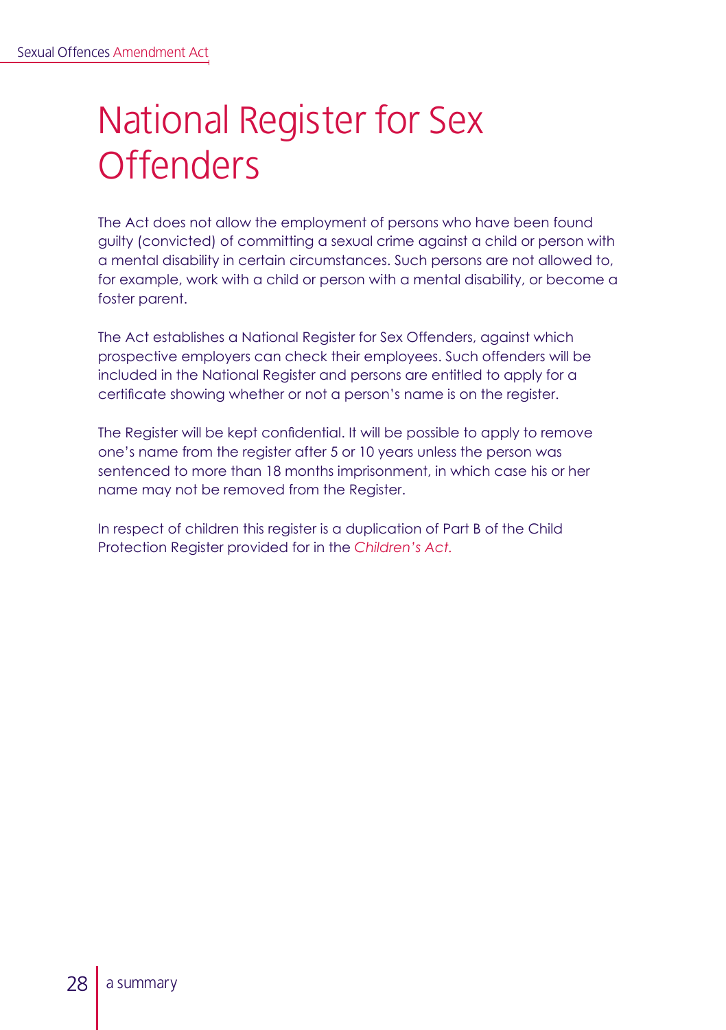# National Register for Sex Offenders

The Act does not allow the employment of persons who have been found guilty (convicted) of committing a sexual crime against a child or person with a mental disability in certain circumstances. Such persons are not allowed to, for example, work with a child or person with a mental disability, or become a foster parent.

The Act establishes a National Register for Sex Offenders, against which prospective employers can check their employees. Such offenders will be included in the National Register and persons are entitled to apply for a certificate showing whether or not a person's name is on the register.

The Register will be kept confidential. It will be possible to apply to remove one's name from the register after 5 or 10 years unless the person was sentenced to more than 18 months imprisonment, in which case his or her name may not be removed from the Register.

In respect of children this register is a duplication of Part B of the Child Protection Register provided for in the *Children's Act.*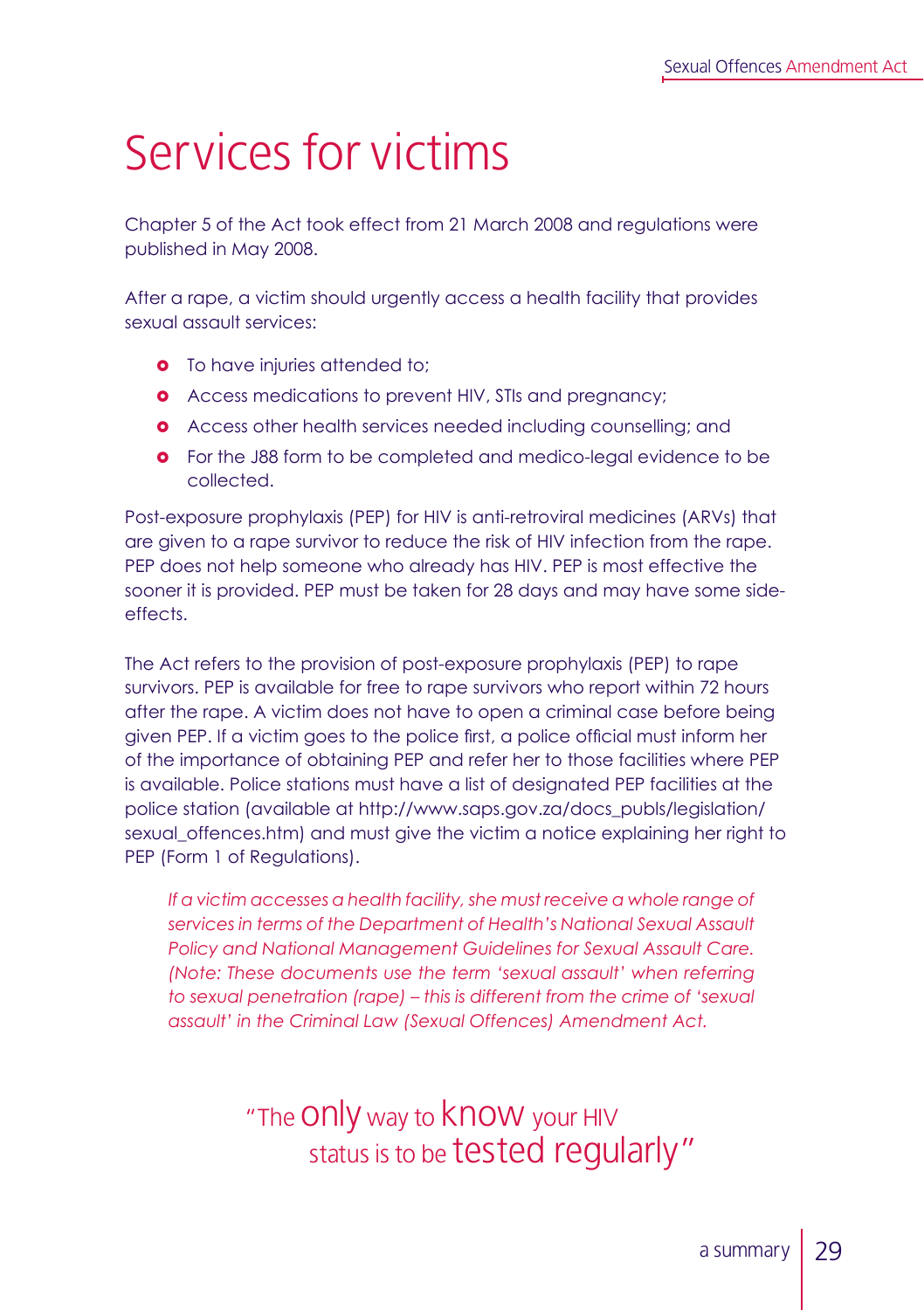# Services for victims

Chapter 5 of the Act took effect from 21 March 2008 and regulations were published in May 2008.

After a rape, a victim should urgently access a health facility that provides sexual assault services:

- To have injuries attended to;
- Access medications to prevent HIV, STIs and pregnancy;
- Access other health services needed including counselling; and
- For the J88 form to be completed and medico-legal evidence to be collected.

Post-exposure prophylaxis (PEP) for HIV is anti-retroviral medicines (ARVs) that are given to a rape survivor to reduce the risk of HIV infection from the rape. PEP does not help someone who already has HIV. PEP is most effective the sooner it is provided. PEP must be taken for 28 days and may have some side-effects.

The Act refers to the provision of post-exposure prophylaxis (PEP) to rape survivors. PEP is available for free to rape survivors who report within 72 hours after the rape. A victim does not have to open a criminal case before being given PEP. If a victim goes to the police first, a police official must inform her of the importance of obtaining PEP and refer her to those facilities where PEP is available. Police stations must have a list of designated PEP facilities at the police station (available at http://www.saps.gov.za/docs_publs/legislation/sexual_offences.htm) and must give the victim a notice explaining her right to PEP (Form 1 of Regulations).

*If a victim accesses a health facility, she must receive a whole range of services in terms of the Department of Health's National Sexual Assault Policy and National Management Guidelines for Sexual Assault Care. (Note: These documents use the term 'sexual assault' when referring to sexual penetration (rape) – this is different from the crime of 'sexual assault' in the Criminal Law (Sexual Offences) Amendment Act.*

"The only way to know your HIV status is to be tested regularly"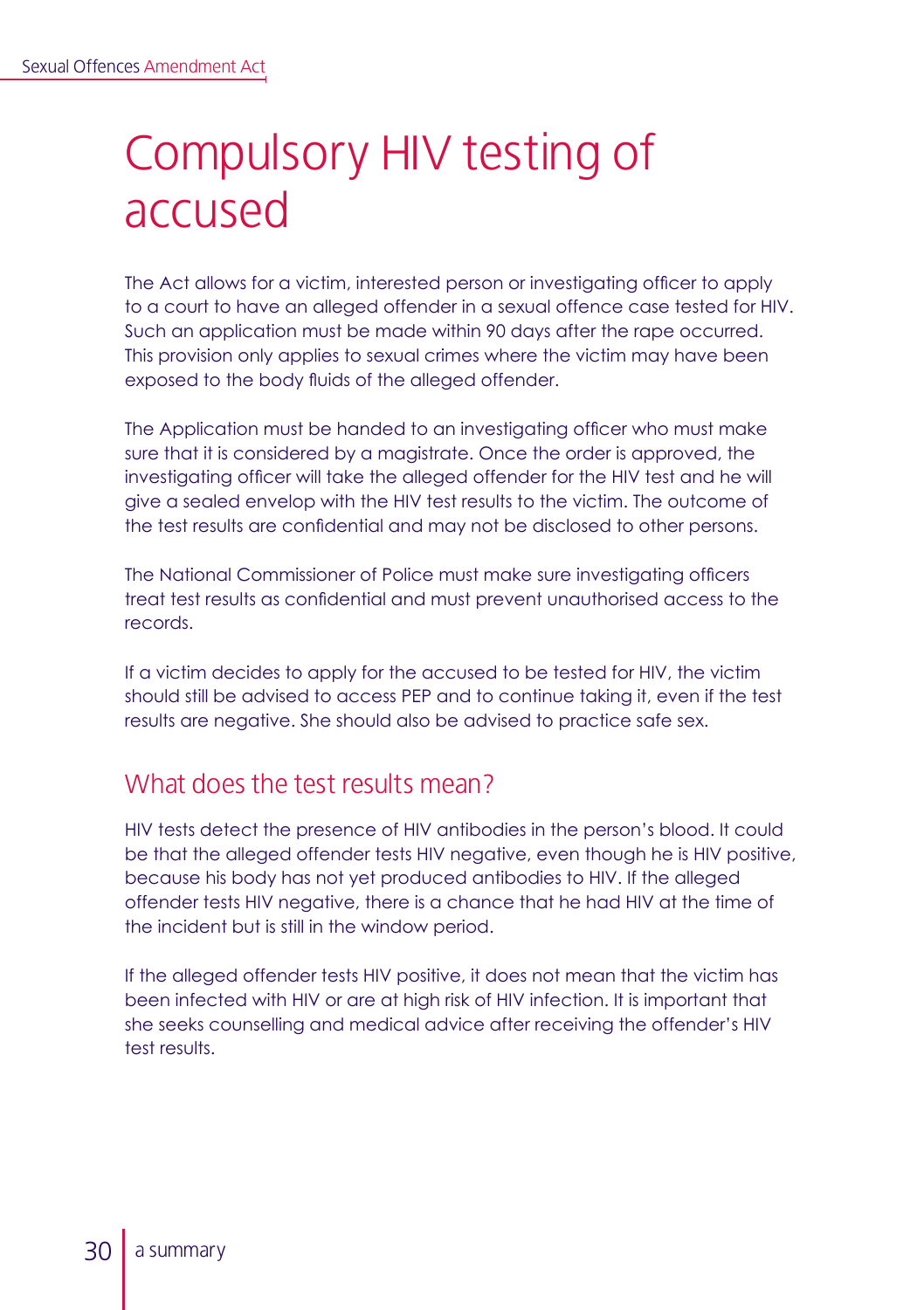# Compulsory HIV testing of accused

The Act allows for a victim, interested person or investigating officer to apply to a court to have an alleged offender in a sexual offence case tested for HIV. Such an application must be made within 90 days after the rape occurred. This provision only applies to sexual crimes where the victim may have been exposed to the body fluids of the alleged offender.

The Application must be handed to an investigating officer who must make sure that it is considered by a magistrate. Once the order is approved, the investigating officer will take the alleged offender for the HIV test and he will give a sealed envelop with the HIV test results to the victim. The outcome of the test results are confidential and may not be disclosed to other persons.

The National Commissioner of Police must make sure investigating officers treat test results as confidential and must prevent unauthorised access to the records.

If a victim decides to apply for the accused to be tested for HIV, the victim should still be advised to access PEP and to continue taking it, even if the test results are negative. She should also be advised to practice safe sex.

## What does the test results mean?

HIV tests detect the presence of HIV antibodies in the person's blood. It could be that the alleged offender tests HIV negative, even though he is HIV positive, because his body has not yet produced antibodies to HIV. If the alleged offender tests HIV negative, there is a chance that he had HIV at the time of the incident but is still in the window period.

If the alleged offender tests HIV positive, it does not mean that the victim has been infected with HIV or are at high risk of HIV infection. It is important that she seeks counselling and medical advice after receiving the offender's HIV test results.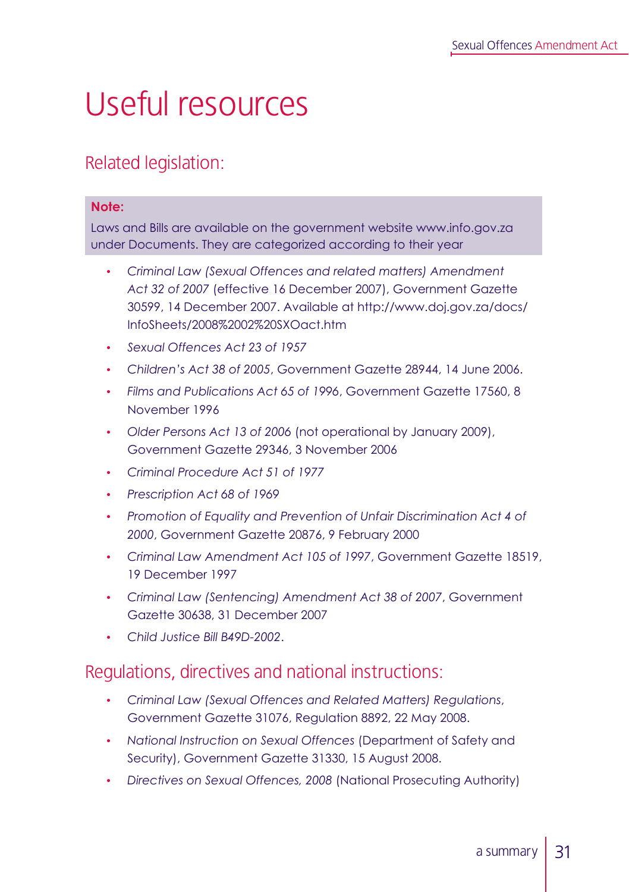# Useful resources

## Related legislation:

**Note:**

Laws and Bills are available on the government website www.info.gov.za under Documents. They are categorized according to their year

- *Criminal Law (Sexual Offences and related matters) Amendment Act 32 of 2007* (effective 16 December 2007), Government Gazette 30599, 14 December 2007. Available at http://www.doj.gov.za/docs/InfoSheets/2008%2002%20SXOact.htm
- *Sexual Offences Act 23 of 1957*
- *Children's Act 38 of 2005*, Government Gazette 28944, 14 June 2006.
- *Films and Publications Act 65 of 1996*, Government Gazette 17560, 8 November 1996
- *Older Persons Act 13 of 2006* (not operational by January 2009), Government Gazette 29346, 3 November 2006
- *Criminal Procedure Act 51 of 1977*
- *Prescription Act 68 of 1969*
- *Promotion of Equality and Prevention of Unfair Discrimination Act 4 of 2000*, Government Gazette 20876, 9 February 2000
- *Criminal Law Amendment Act 105 of 1997*, Government Gazette 18519, 19 December 1997
- *Criminal Law (Sentencing) Amendment Act 38 of 2007*, Government Gazette 30638, 31 December 2007
- *Child Justice Bill B49D-2002*.

## Regulations, directives and national instructions:

- *Criminal Law (Sexual Offences and Related Matters) Regulations*, Government Gazette 31076, Regulation 8892, 22 May 2008.
- *National Instruction on Sexual Offences* (Department of Safety and Security), Government Gazette 31330, 15 August 2008.
- *Directives on Sexual Offences, 2008* (National Prosecuting Authority)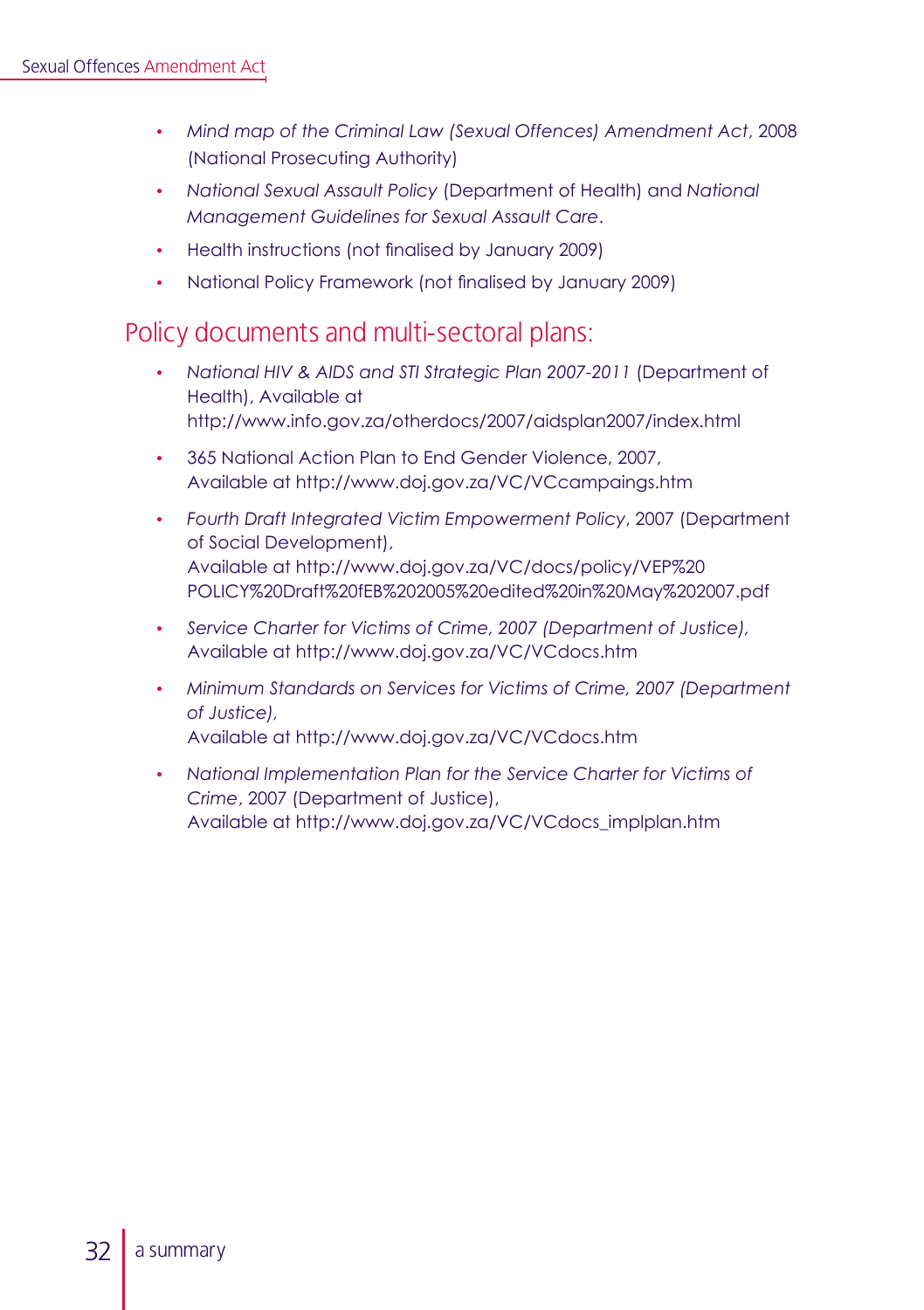- *Mind map of the Criminal Law (Sexual Offences) Amendment Act*, 2008 (National Prosecuting Authority)
- *National Sexual Assault Policy* (Department of Health) and *National Management Guidelines for Sexual Assault Care*.
- Health instructions (not finalised by January 2009)
- National Policy Framework (not finalised by January 2009)

## Policy documents and multi-sectoral plans:

- *National HIV & AIDS and STI Strategic Plan 2007-2011* (Department of Health), Available at http://www.info.gov.za/otherdocs/2007/aidsplan2007/index.html
- 365 National Action Plan to End Gender Violence, 2007, Available at http://www.doj.gov.za/VC/VCcampaings.htm
- *Fourth Draft Integrated Victim Empowerment Policy*, 2007 (Department of Social Development), Available at http://www.doj.gov.za/VC/docs/policy/VEP%20 POLICY%20Draft%20fEB%202005%20edited%20in%20May%202007.pdf
- *Service Charter for Victims of Crime, 2007 (Department of Justice),* Available at http://www.doj.gov.za/VC/VCdocs.htm
- *Minimum Standards on Services for Victims of Crime, 2007 (Department of Justice),* Available at http://www.doj.gov.za/VC/VCdocs.htm
- *National Implementation Plan for the Service Charter for Victims of Crime*, 2007 (Department of Justice), Available at http://www.doj.gov.za/VC/VCdocs_implplan.htm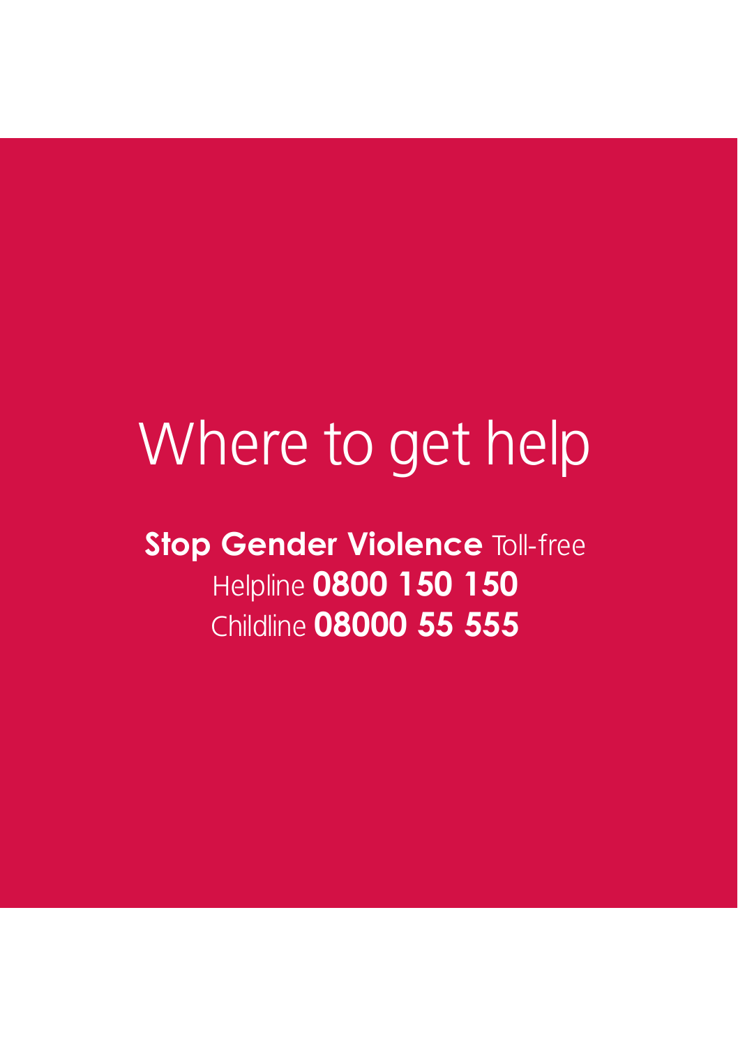# Where to get help

**Stop Gender Violence** Toll-free Helpline **0800 150 150**
Childline **08000 55 555**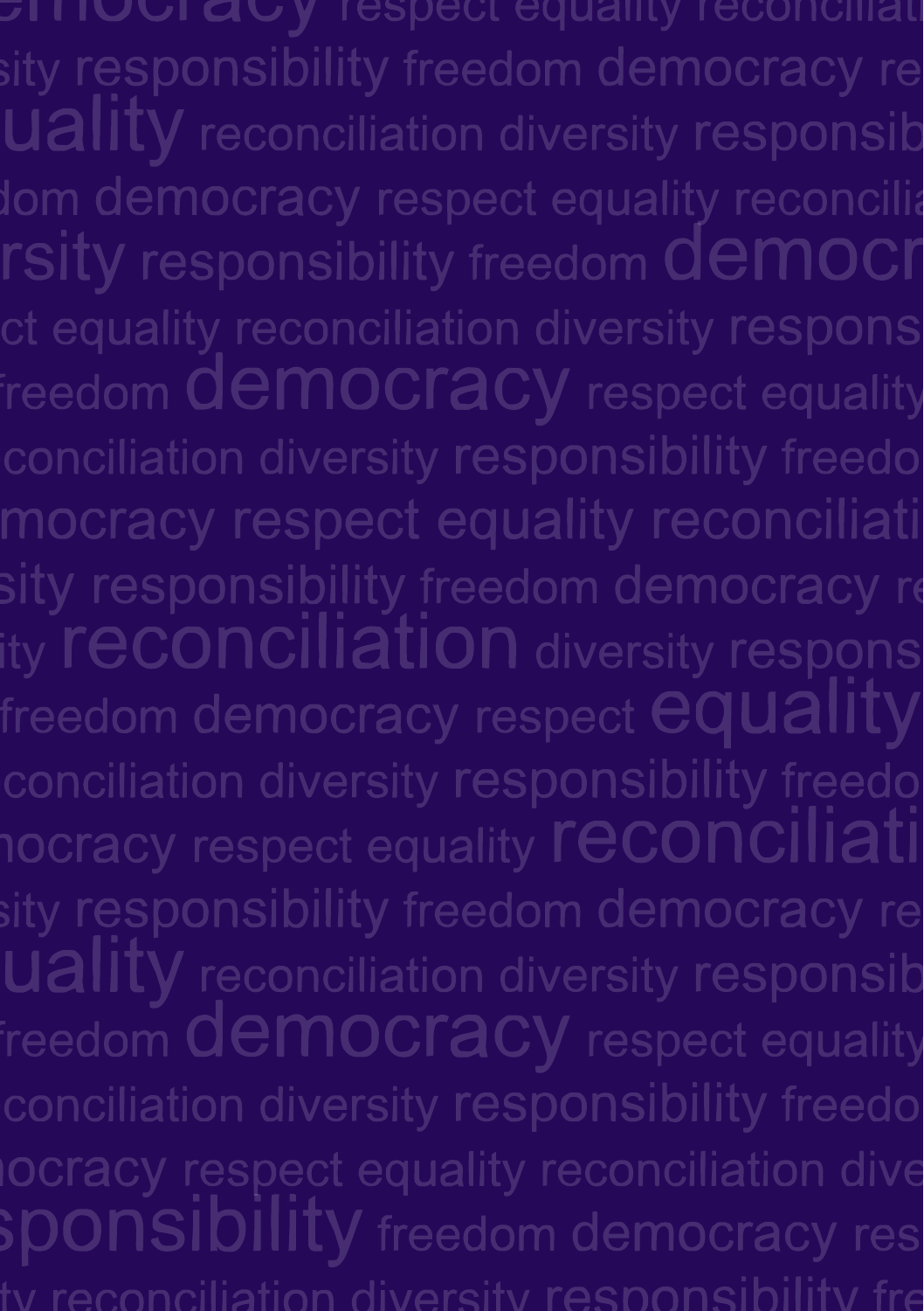emocracy respect equality reconciliat
sity responsibility freedom democracy re
uality reconciliation diversity responsib
dom democracy respect equality reconcilia
rsity responsibility freedom democr
ct equality reconciliation diversity respons
freedom democracy respect equality
conciliation diversity responsibility freedo
mocracy respect equality reconciliati
sity responsibility freedom democracy re
ity reconciliation diversity respons
freedom democracy respect equality
conciliation diversity responsibility freedo
nocracy respect equality reconciliati
sity responsibility freedom democracy re
uality reconciliation diversity responsib
freedom democracy respect equality
conciliation diversity responsibility freedo
ocracy respect equality reconciliation dive
sponsibility freedom democracy res
ty reconciliation diversity responsibility fre